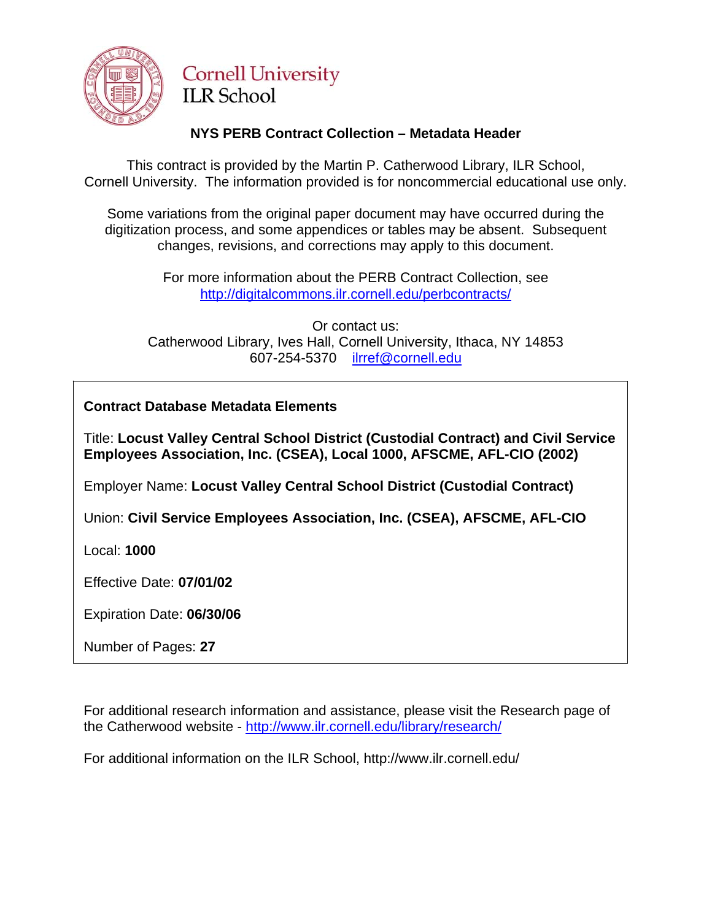Cornell University
ILR School

## NYS PERB Contract Collection – Metadata Header

This contract is provided by the Martin P. Catherwood Library, ILR School, Cornell University. The information provided is for noncommercial educational use only.

Some variations from the original paper document may have occurred during the digitization process, and some appendices or tables may be absent. Subsequent changes, revisions, and corrections may apply to this document.

For more information about the PERB Contract Collection, see http://digitalcommons.ilr.cornell.edu/perbcontracts/

Or contact us:
Catherwood Library, Ives Hall, Cornell University, Ithaca, NY 14853
607-254-5370 ilrref@cornell.edu

**Contract Database Metadata Elements**

Title: **Locust Valley Central School District (Custodial Contract) and Civil Service Employees Association, Inc. (CSEA), Local 1000, AFSCME, AFL-CIO (2002)**

Employer Name: **Locust Valley Central School District (Custodial Contract)**

Union: **Civil Service Employees Association, Inc. (CSEA), AFSCME, AFL-CIO**

Local: **1000**

Effective Date: **07/01/02**

Expiration Date: **06/30/06**

Number of Pages: **27**

For additional research information and assistance, please visit the Research page of the Catherwood website - http://www.ilr.cornell.edu/library/research/

For additional information on the ILR School, http://www.ilr.cornell.edu/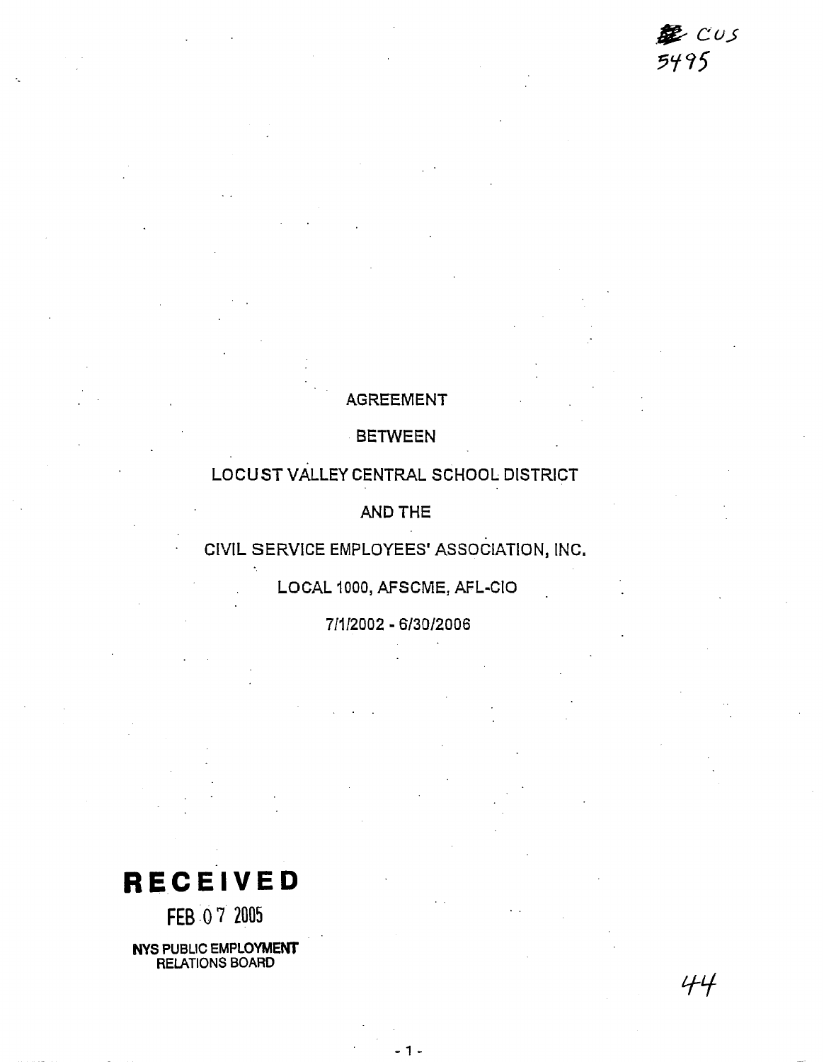CUS 5495

AGREEMENT

BETWEEN

LOCUST VALLEY CENTRAL SCHOOL DISTRICT

AND THE

CIVIL SERVICE EMPLOYEES' ASSOCIATION, INC.

LOCAL 1000, AFSCME, AFL-CIO

7/1/2002 - 6/30/2006

**RECEIVED**

FEB 07 2005

NYS PUBLIC EMPLOYMENT RELATIONS BOARD

44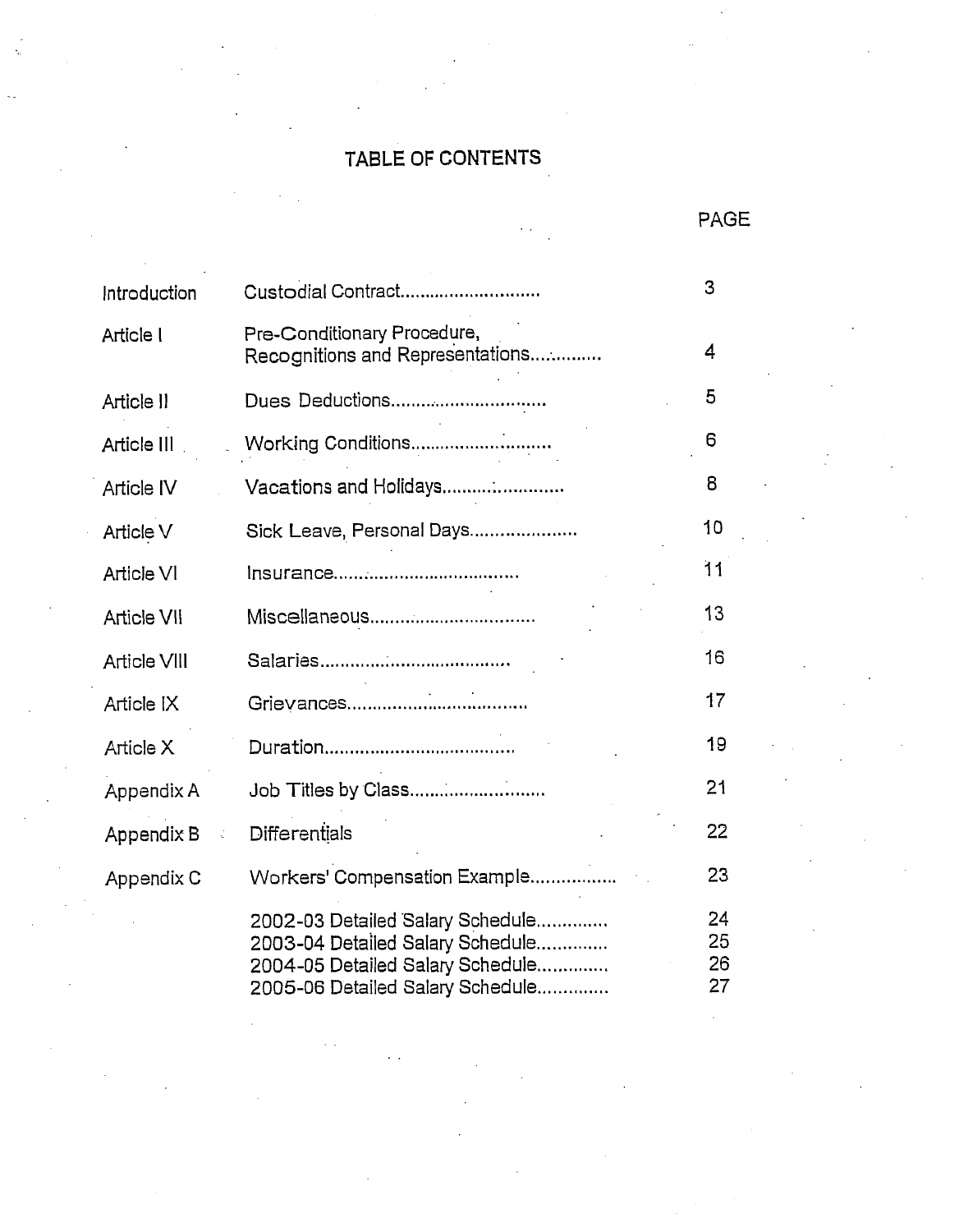# TABLE OF CONTENTS

| | | PAGE |
|---|---|---|
| Introduction | Custodial Contract............................ | 3 |
| Article I | Pre-Conditionary Procedure, Recognitions and Representations.............. | 4 |
| Article II | Dues Deductions.............................. | 5 |
| Article III | Working Conditions............................ | 6 |
| Article IV | Vacations and Holidays......................... | 8 |
| Article V | Sick Leave, Personal Days..................... | 10 |
| Article VI | Insurance.................................... | 11 |
| Article VII | Miscellaneous................................ | 13 |
| Article VIII | Salaries...................................... | 16 |
| Article IX | Grievances.................................. | 17 |
| Article X | Duration..................................... | 19 |
| Appendix A | Job Titles by Class........................... | 21 |
| Appendix B | Differentials | 22 |
| Appendix C | Workers' Compensation Example................ | 23 |
| | 2002-03 Detailed Salary Schedule.............. | 24 |
| | 2003-04 Detailed Salary Schedule.............. | 25 |
| | 2004-05 Detailed Salary Schedule.............. | 26 |
| | 2005-06 Detailed Salary Schedule.............. | 27 |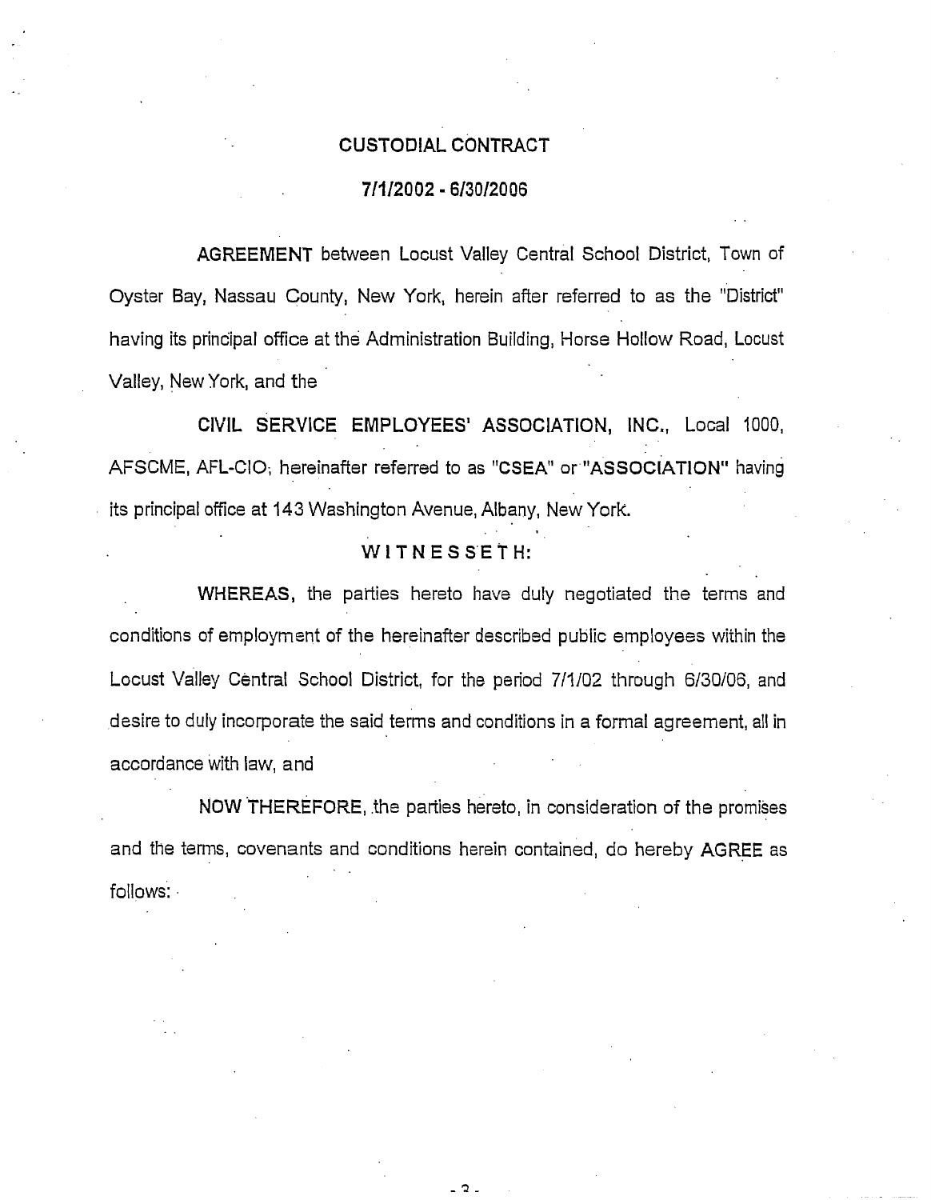# CUSTODIAL CONTRACT

## 7/1/2002 - 6/30/2006

**AGREEMENT** between Locust Valley Central School District, Town of Oyster Bay, Nassau County, New York, herein after referred to as the "District" having its principal office at the Administration Building, Horse Hollow Road, Locust Valley, New York, and the

**CIVIL SERVICE EMPLOYEES' ASSOCIATION, INC.**, Local 1000, AFSCME, AFL-CIO, hereinafter referred to as "**CSEA**" or "**ASSOCIATION**" having its principal office at 143 Washington Avenue, Albany, New York.

**WITNESSETH:**

**WHEREAS,** the parties hereto have duly negotiated the terms and conditions of employment of the hereinafter described public employees within the Locust Valley Central School District, for the period 7/1/02 through 6/30/06, and desire to duly incorporate the said terms and conditions in a formal agreement, all in accordance with law, and

**NOW THEREFORE,** the parties hereto, in consideration of the promises and the terms, covenants and conditions herein contained, do hereby **AGREE** as follows: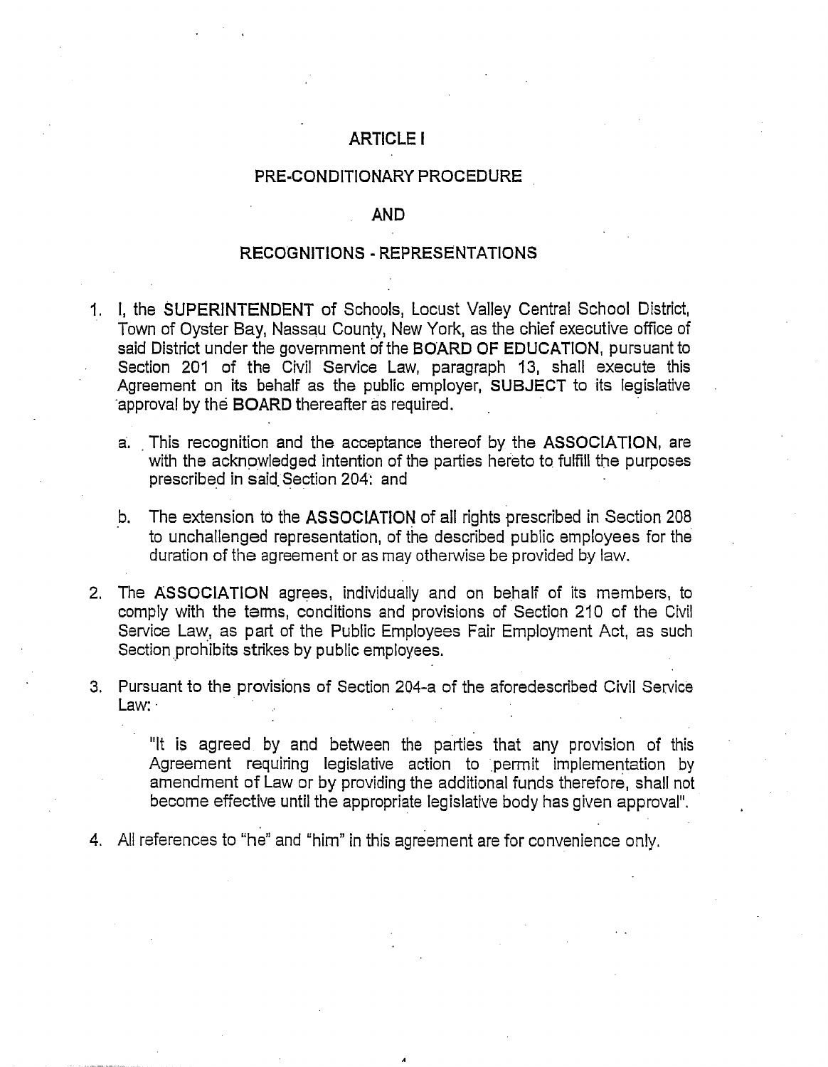# ARTICLE I

## PRE-CONDITIONARY PROCEDURE

## AND

## RECOGNITIONS - REPRESENTATIONS

1. I, the **SUPERINTENDENT** of Schools, Locust Valley Central School District, Town of Oyster Bay, Nassau County, New York, as the chief executive office of said District under the government of the **BOARD OF EDUCATION**, pursuant to Section 201 of the Civil Service Law, paragraph 13, shall execute this Agreement on its behalf as the public employer, **SUBJECT** to its legislative approval by the **BOARD** thereafter as required.

   a. This recognition and the acceptance thereof by the **ASSOCIATION**, are with the acknowledged intention of the parties hereto to fulfill the purposes prescribed in said Section 204: and

   b. The extension to the **ASSOCIATION** of all rights prescribed in Section 208 to unchallenged representation, of the described public employees for the duration of the agreement or as may otherwise be provided by law.

2. The **ASSOCIATION** agrees, individually and on behalf of its members, to comply with the terms, conditions and provisions of Section 210 of the Civil Service Law, as part of the Public Employees Fair Employment Act, as such Section prohibits strikes by public employees.

3. Pursuant to the provisions of Section 204-a of the aforedescribed Civil Service Law:

   "It is agreed by and between the parties that any provision of this Agreement requiring legislative action to permit implementation by amendment of Law or by providing the additional funds therefore, shall not become effective until the appropriate legislative body has given approval".

4. All references to "he" and "him" in this agreement are for convenience only.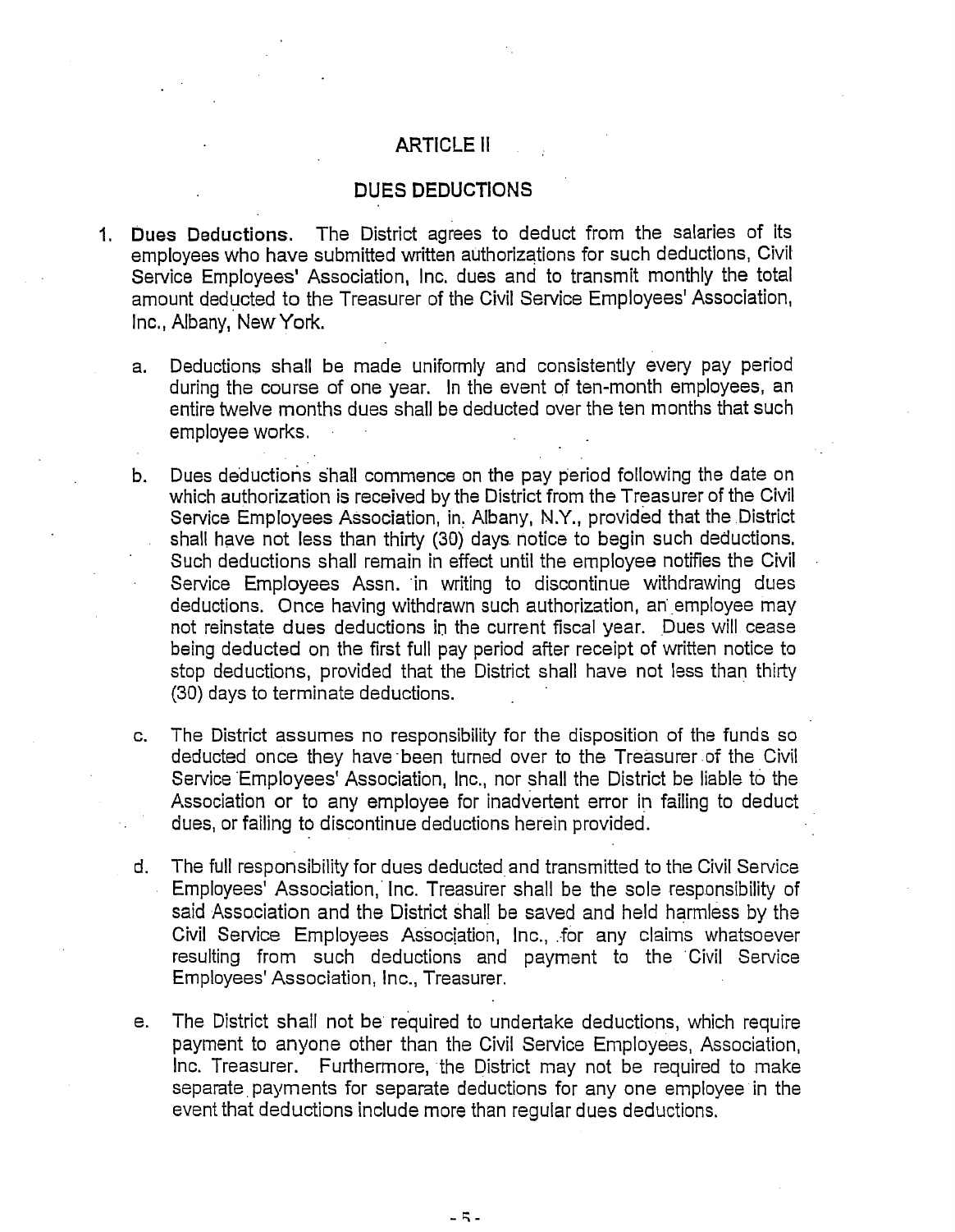# ARTICLE II

## DUES DEDUCTIONS

1. **Dues Deductions.** The District agrees to deduct from the salaries of its employees who have submitted written authorizations for such deductions, Civil Service Employees' Association, Inc. dues and to transmit monthly the total amount deducted to the Treasurer of the Civil Service Employees' Association, Inc., Albany, New York.

   a. Deductions shall be made uniformly and consistently every pay period during the course of one year. In the event of ten-month employees, an entire twelve months dues shall be deducted over the ten months that such employee works.

   b. Dues deductions shall commence on the pay period following the date on which authorization is received by the District from the Treasurer of the Civil Service Employees Association, in. Albany, N.Y., provided that the District shall have not less than thirty (30) days notice to begin such deductions. Such deductions shall remain in effect until the employee notifies the Civil Service Employees Assn. in writing to discontinue withdrawing dues deductions. Once having withdrawn such authorization, an employee may not reinstate dues deductions in the current fiscal year. Dues will cease being deducted on the first full pay period after receipt of written notice to stop deductions, provided that the District shall have not less than thirty (30) days to terminate deductions.

   c. The District assumes no responsibility for the disposition of the funds so deducted once they have been turned over to the Treasurer of the Civil Service Employees' Association, Inc., nor shall the District be liable to the Association or to any employee for inadvertent error in failing to deduct dues, or failing to discontinue deductions herein provided.

   d. The full responsibility for dues deducted and transmitted to the Civil Service Employees' Association, Inc. Treasurer shall be the sole responsibility of said Association and the District shall be saved and held harmless by the Civil Service Employees Association, Inc., for any claims whatsoever resulting from such deductions and payment to the Civil Service Employees' Association, Inc., Treasurer.

   e. The District shall not be required to undertake deductions, which require payment to anyone other than the Civil Service Employees, Association, Inc. Treasurer. Furthermore, the District may not be required to make separate payments for separate deductions for any one employee in the event that deductions include more than regular dues deductions.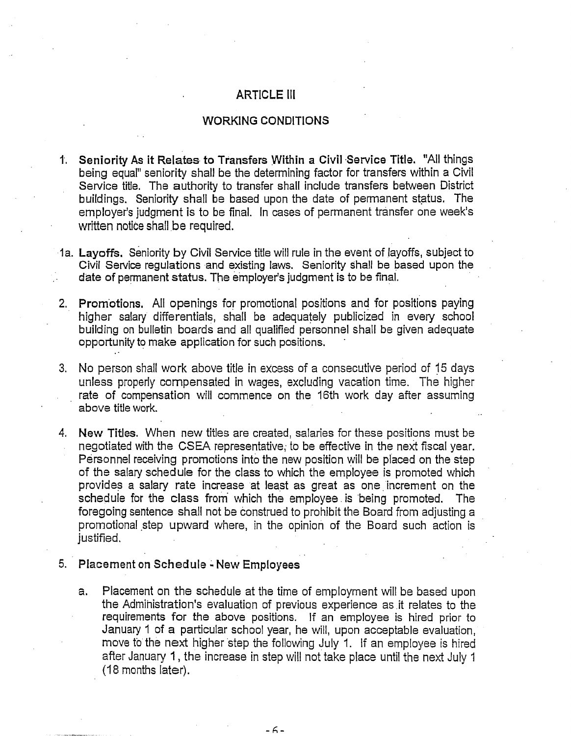# ARTICLE III

## WORKING CONDITIONS

1. **Seniority As it Relates to Transfers Within a Civil Service Title.** "All things being equal" seniority shall be the determining factor for transfers within a Civil Service title. The authority to transfer shall include transfers between District buildings. Seniority shall be based upon the date of permanent status. The employer's judgment is to be final. In cases of permanent transfer one week's written notice shall be required.

1a. **Layoffs.** Seniority by Civil Service title will rule in the event of layoffs, subject to Civil Service regulations and existing laws. Seniority shall be based upon the date of permanent status. The employer's judgment is to be final.

2. **Promotions.** All openings for promotional positions and for positions paying higher salary differentials, shall be adequately publicized in every school building on bulletin boards and all qualified personnel shall be given adequate opportunity to make application for such positions.

3. No person shall work above title in excess of a consecutive period of 15 days unless properly compensated in wages, excluding vacation time. The higher rate of compensation will commence on the 16th work day after assuming above title work.

4. **New Titles.** When new titles are created, salaries for these positions must be negotiated with the CSEA representative, to be effective in the next fiscal year. Personnel receiving promotions into the new position will be placed on the step of the salary schedule for the class to which the employee is promoted which provides a salary rate increase at least as great as one increment on the schedule for the class from which the employee is being promoted. The foregoing sentence shall not be construed to prohibit the Board from adjusting a promotional step upward where, in the opinion of the Board such action is justified.

5. **Placement on Schedule - New Employees**

   a. Placement on the schedule at the time of employment will be based upon the Administration's evaluation of previous experience as it relates to the requirements for the above positions. If an employee is hired prior to January 1 of a particular school year, he will, upon acceptable evaluation, move to the next higher step the following July 1. If an employee is hired after January 1, the increase in step will not take place until the next July 1 (18 months later).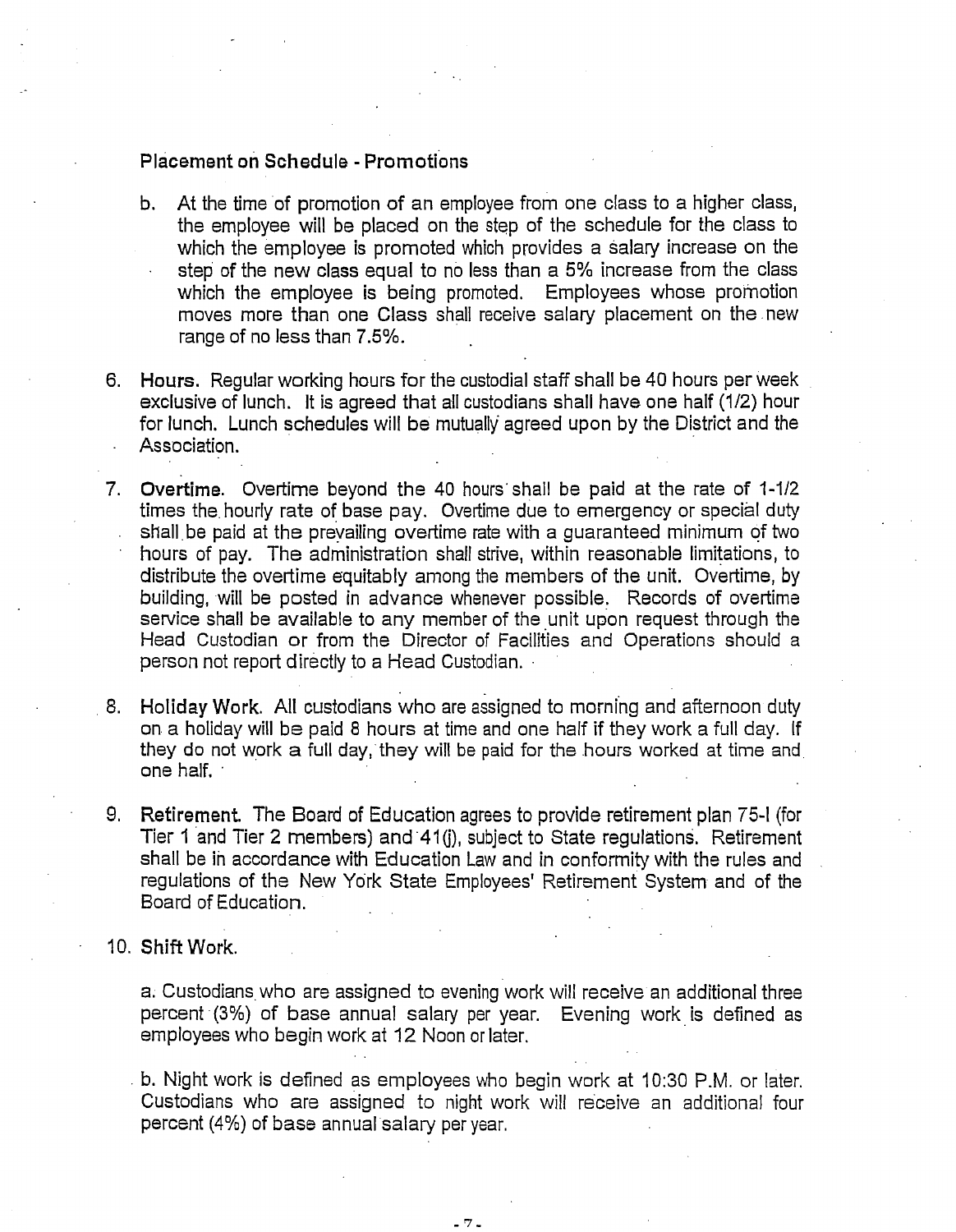**Placement on Schedule - Promotions**

b. At the time of promotion of an employee from one class to a higher class, the employee will be placed on the step of the schedule for the class to which the employee is promoted which provides a salary increase on the step of the new class equal to no less than a 5% increase from the class which the employee is being promoted. Employees whose promotion moves more than one Class shall receive salary placement on the new range of no less than 7.5%.

6. **Hours.** Regular working hours for the custodial staff shall be 40 hours per week exclusive of lunch. It is agreed that all custodians shall have one half (1/2) hour for lunch. Lunch schedules will be mutually agreed upon by the District and the Association.

7. **Overtime.** Overtime beyond the 40 hours shall be paid at the rate of 1-1/2 times the hourly rate of base pay. Overtime due to emergency or special duty shall be paid at the prevailing overtime rate with a guaranteed minimum of two hours of pay. The administration shall strive, within reasonable limitations, to distribute the overtime equitably among the members of the unit. Overtime, by building, will be posted in advance whenever possible. Records of overtime service shall be available to any member of the unit upon request through the Head Custodian or from the Director of Facilities and Operations should a person not report directly to a Head Custodian.

8. **Holiday Work.** All custodians who are assigned to morning and afternoon duty on a holiday will be paid 8 hours at time and one half if they work a full day. If they do not work a full day, they will be paid for the hours worked at time and one half.

9. **Retirement.** The Board of Education agrees to provide retirement plan 75-I (for Tier 1 and Tier 2 members) and 41(j), subject to State regulations. Retirement shall be in accordance with Education Law and in conformity with the rules and regulations of the New York State Employees' Retirement System and of the Board of Education.

10. **Shift Work.**

a. Custodians who are assigned to evening work will receive an additional three percent (3%) of base annual salary per year. Evening work is defined as employees who begin work at 12 Noon or later.

b. Night work is defined as employees who begin work at 10:30 P.M. or later. Custodians who are assigned to night work will receive an additional four percent (4%) of base annual salary per year.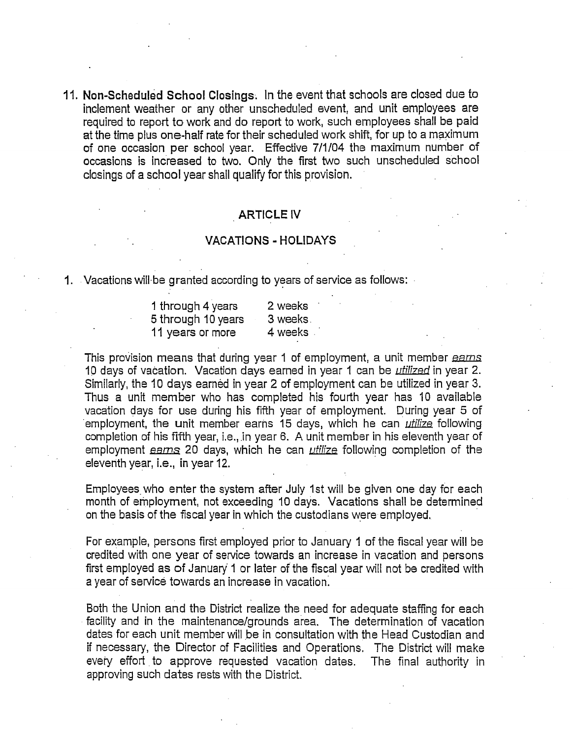11. **Non-Scheduled School Closings**. In the event that schools are closed due to inclement weather or any other unscheduled event, and unit employees are required to report to work and do report to work, such employees shall be paid at the time plus one-half rate for their scheduled work shift, for up to a maximum of one occasion per school year. Effective 7/1/04 the maximum number of occasions is increased to two. Only the first two such unscheduled school closings of a school year shall qualify for this provision.

## ARTICLE IV

## VACATIONS - HOLIDAYS

1. Vacations will be granted according to years of service as follows:

| | |
|---|---|
| 1 through 4 years | 2 weeks |
| 5 through 10 years | 3 weeks |
| 11 years or more | 4 weeks |

This provision means that during year 1 of employment, a unit member *earns* 10 days of vacation. Vacation days earned in year 1 can be *utilized* in year 2. Similarly, the 10 days earned in year 2 of employment can be utilized in year 3. Thus a unit member who has completed his fourth year has 10 available vacation days for use during his fifth year of employment. During year 5 of employment, the unit member earns 15 days, which he can *utilize* following completion of his fifth year, i.e., in year 6. A unit member in his eleventh year of employment *earns* 20 days, which he can *utilize* following completion of the eleventh year, i.e., in year 12.

Employees who enter the system after July 1st will be given one day for each month of employment, not exceeding 10 days. Vacations shall be determined on the basis of the fiscal year in which the custodians were employed.

For example, persons first employed prior to January 1 of the fiscal year will be credited with one year of service towards an increase in vacation and persons first employed as of January 1 or later of the fiscal year will not be credited with a year of service towards an increase in vacation.

Both the Union and the District realize the need for adequate staffing for each facility and in the maintenance/grounds area. The determination of vacation dates for each unit member will be in consultation with the Head Custodian and if necessary, the Director of Facilities and Operations. The District will make every effort to approve requested vacation dates. The final authority in approving such dates rests with the District.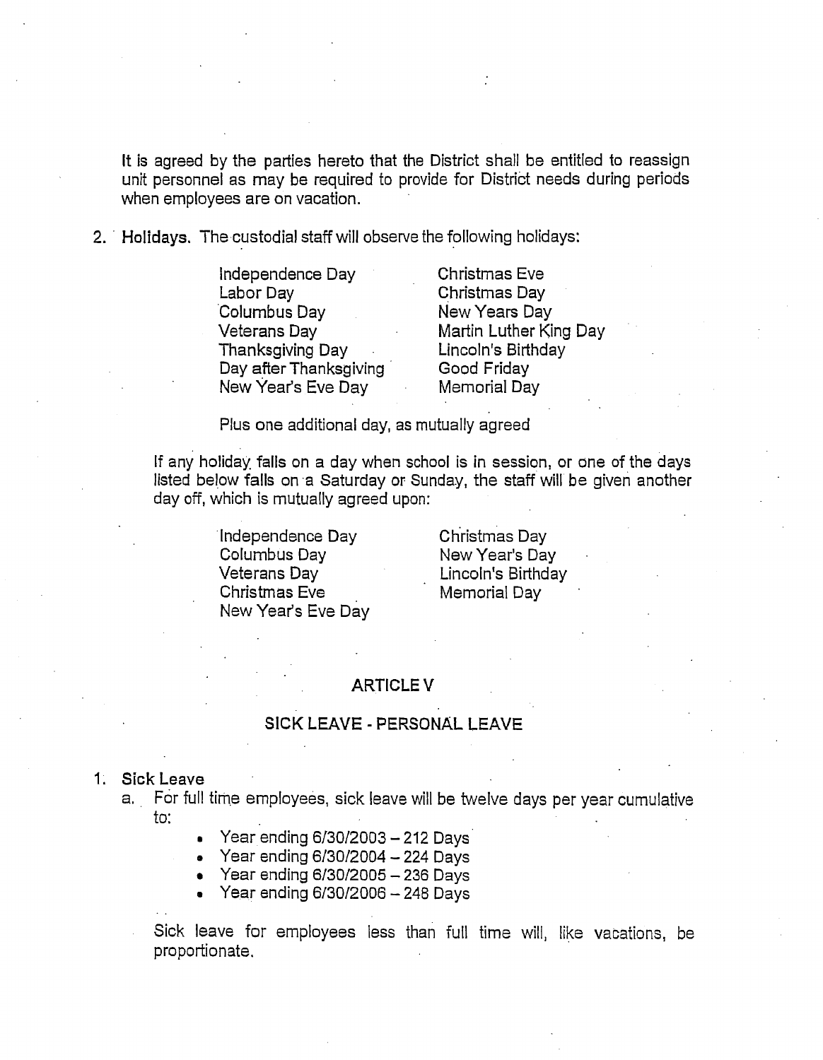It is agreed by the parties hereto that the District shall be entitled to reassign unit personnel as may be required to provide for District needs during periods when employees are on vacation.

2. **Holidays.** The custodial staff will observe the following holidays:

| | |
|---|---|
| Independence Day | Christmas Eve |
| Labor Day | Christmas Day |
| Columbus Day | New Years Day |
| Veterans Day | Martin Luther King Day |
| Thanksgiving Day | Lincoln's Birthday |
| Day after Thanksgiving | Good Friday |
| New Year's Eve Day | Memorial Day |

Plus one additional day, as mutually agreed

If any holiday falls on a day when school is in session, or one of the days listed below falls on a Saturday or Sunday, the staff will be given another day off, which is mutually agreed upon:

| | |
|---|---|
| Independence Day | Christmas Day |
| Columbus Day | New Year's Day |
| Veterans Day | Lincoln's Birthday |
| Christmas Eve | Memorial Day |
| New Year's Eve Day | |

## ARTICLE V

## SICK LEAVE - PERSONAL LEAVE

1. **Sick Leave**

   a. For full time employees, sick leave will be twelve days per year cumulative to:

      - Year ending 6/30/2003 – 212 Days
      - Year ending 6/30/2004 – 224 Days
      - Year ending 6/30/2005 – 236 Days
      - Year ending 6/30/2006 – 248 Days

   Sick leave for employees less than full time will, like vacations, be proportionate.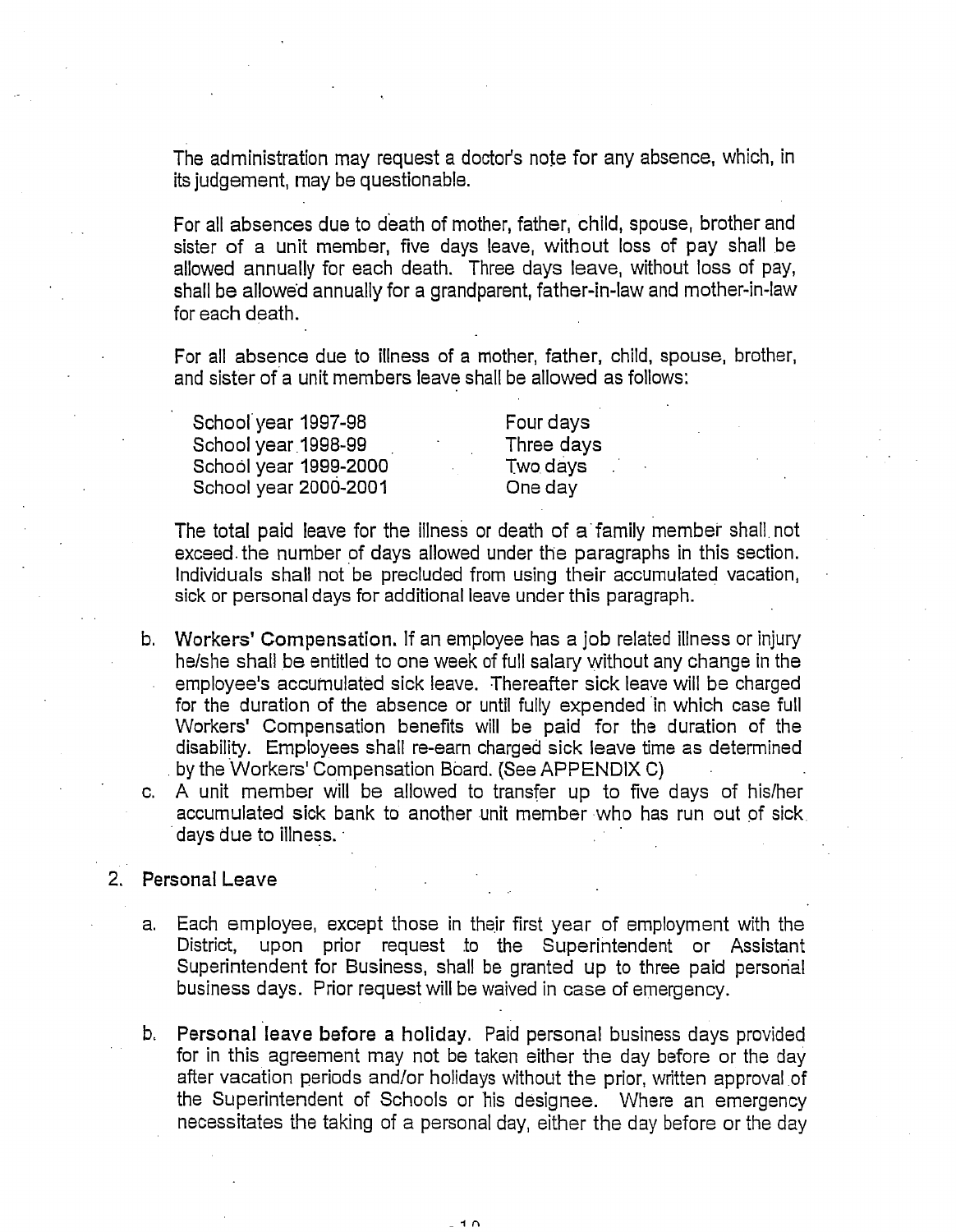The administration may request a doctor's note for any absence, which, in its judgement, may be questionable.

For all absences due to death of mother, father, child, spouse, brother and sister of a unit member, five days leave, without loss of pay shall be allowed annually for each death. Three days leave, without loss of pay, shall be allowed annually for a grandparent, father-in-law and mother-in-law for each death.

For all absence due to illness of a mother, father, child, spouse, brother, and sister of a unit members leave shall be allowed as follows:

| | |
|---|---|
| School year 1997-98 | Four days |
| School year 1998-99 | Three days |
| School year 1999-2000 | Two days |
| School year 2000-2001 | One day |

The total paid leave for the illness or death of a family member shall not exceed the number of days allowed under the paragraphs in this section. Individuals shall not be precluded from using their accumulated vacation, sick or personal days for additional leave under this paragraph.

b. **Workers' Compensation.** If an employee has a job related illness or injury he/she shall be entitled to one week of full salary without any change in the employee's accumulated sick leave. Thereafter sick leave will be charged for the duration of the absence or until fully expended in which case full Workers' Compensation benefits will be paid for the duration of the disability. Employees shall re-earn charged sick leave time as determined by the Workers' Compensation Board. (See APPENDIX C)

c. A unit member will be allowed to transfer up to five days of his/her accumulated sick bank to another unit member who has run out of sick days due to illness.

2. **Personal Leave**

   a. Each employee, except those in their first year of employment with the District, upon prior request to the Superintendent or Assistant Superintendent for Business, shall be granted up to three paid personal business days. Prior request will be waived in case of emergency.

   b. **Personal leave before a holiday.** Paid personal business days provided for in this agreement may not be taken either the day before or the day after vacation periods and/or holidays without the prior, written approval of the Superintendent of Schools or his designee. Where an emergency necessitates the taking of a personal day, either the day before or the day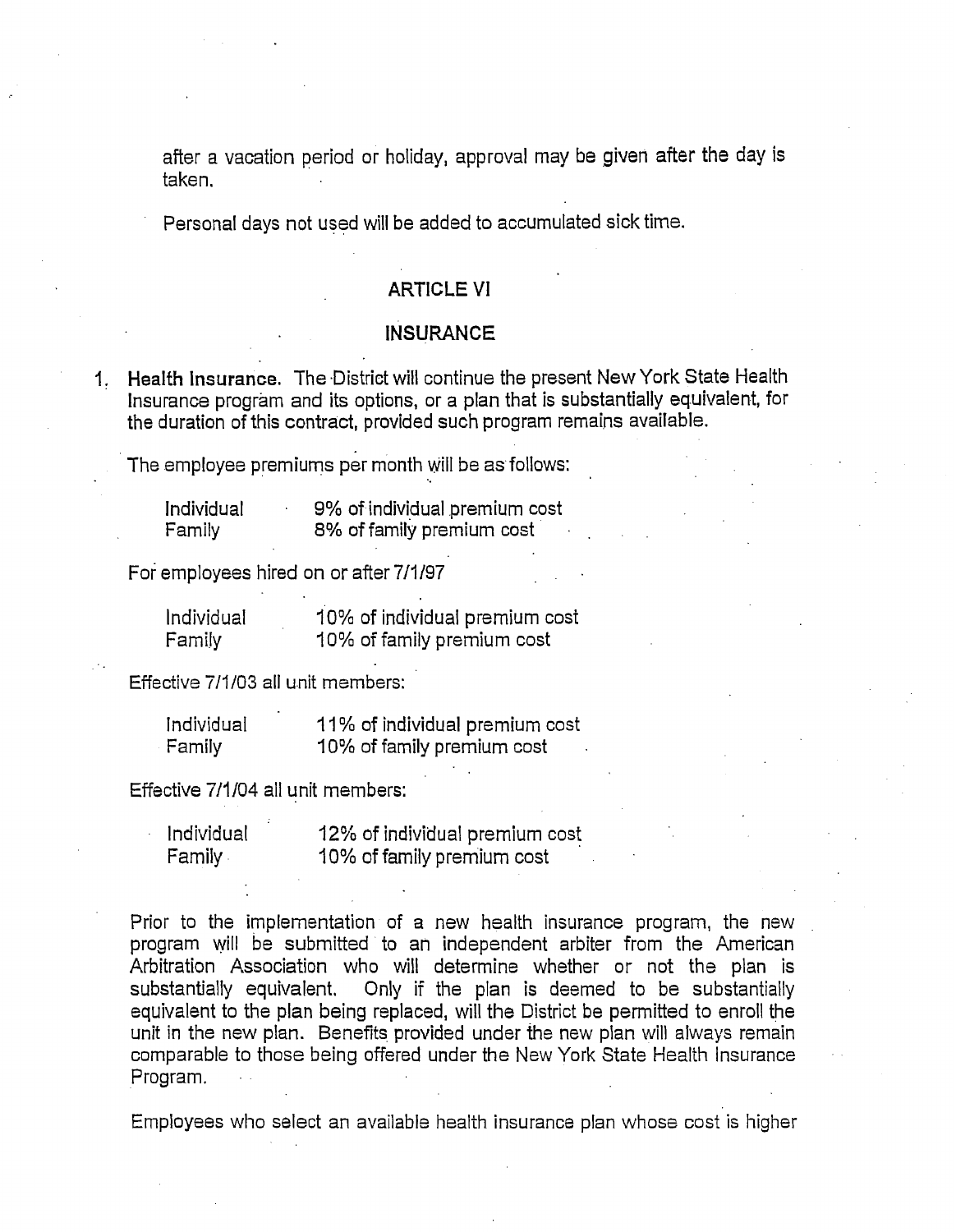after a vacation period or holiday, approval may be given after the day is taken.

Personal days not used will be added to accumulated sick time.

## ARTICLE VI

## INSURANCE

1. **Health Insurance.** The District will continue the present New York State Health Insurance program and its options, or a plan that is substantially equivalent, for the duration of this contract, provided such program remains available.

   The employee premiums per month will be as follows:

   | | |
   |---|---|
   | Individual | 9% of individual premium cost |
   | Family | 8% of family premium cost |

   For employees hired on or after 7/1/97

   | | |
   |---|---|
   | Individual | 10% of individual premium cost |
   | Family | 10% of family premium cost |

   Effective 7/1/03 all unit members:

   | | |
   |---|---|
   | Individual | 11% of individual premium cost |
   | Family | 10% of family premium cost |

   Effective 7/1/04 all unit members:

   | | |
   |---|---|
   | Individual | 12% of individual premium cost |
   | Family | 10% of family premium cost |

   Prior to the implementation of a new health insurance program, the new program will be submitted to an independent arbiter from the American Arbitration Association who will determine whether or not the plan is substantially equivalent. Only if the plan is deemed to be substantially equivalent to the plan being replaced, will the District be permitted to enroll the unit in the new plan. Benefits provided under the new plan will always remain comparable to those being offered under the New York State Health Insurance Program.

   Employees who select an available health insurance plan whose cost is higher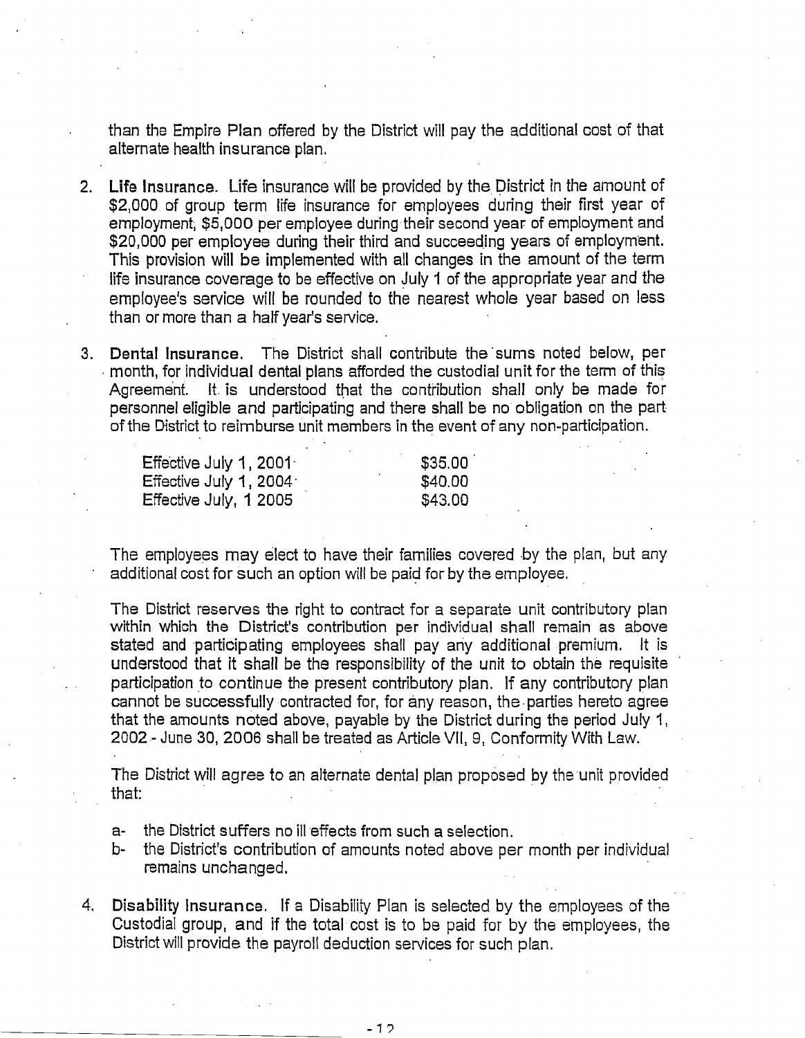than the Empire Plan offered by the District will pay the additional cost of that alternate health insurance plan.

2. **Life Insurance.** Life insurance will be provided by the District in the amount of $2,000 of group term life insurance for employees during their first year of employment, $5,000 per employee during their second year of employment and $20,000 per employee during their third and succeeding years of employment. This provision will be implemented with all changes in the amount of the term life insurance coverage to be effective on July 1 of the appropriate year and the employee's service will be rounded to the nearest whole year based on less than or more than a half year's service.

3. **Dental Insurance.** The District shall contribute the sums noted below, per month, for individual dental plans afforded the custodial unit for the term of this Agreement. It is understood that the contribution shall only be made for personnel eligible and participating and there shall be no obligation on the part of the District to reimburse unit members in the event of any non-participation.

| | |
|---|---|
| Effective July 1, 2001 | $35.00 |
| Effective July 1, 2004 | $40.00 |
| Effective July, 1 2005 | $43.00 |

   The employees may elect to have their families covered by the plan, but any additional cost for such an option will be paid for by the employee.

   The District reserves the right to contract for a separate unit contributory plan within which the District's contribution per individual shall remain as above stated and participating employees shall pay any additional premium. It is understood that it shall be the responsibility of the unit to obtain the requisite participation to continue the present contributory plan. If any contributory plan cannot be successfully contracted for, for any reason, the parties hereto agree that the amounts noted above, payable by the District during the period July 1, 2002 - June 30, 2006 shall be treated as Article VII, 9, Conformity With Law.

   The District will agree to an alternate dental plan proposed by the unit provided that:

   a- the District suffers no ill effects from such a selection.
   b- the District's contribution of amounts noted above per month per individual remains unchanged.

4. **Disability Insurance.** If a Disability Plan is selected by the employees of the Custodial group, and if the total cost is to be paid for by the employees, the District will provide the payroll deduction services for such plan.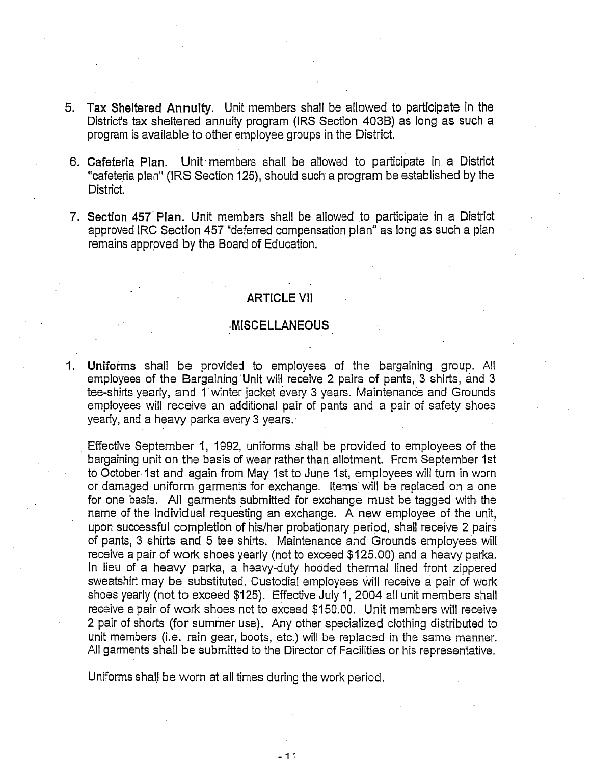5. **Tax Sheltered Annuity**. Unit members shall be allowed to participate in the District's tax sheltered annuity program (IRS Section 403B) as long as such a program is available to other employee groups in the District.

6. **Cafeteria Plan**. Unit members shall be allowed to participate in a District "cafeteria plan" (IRS Section 125), should such a program be established by the District.

7. **Section 457 Plan**. Unit members shall be allowed to participate in a District approved IRC Section 457 "deferred compensation plan" as long as such a plan remains approved by the Board of Education.

## ARTICLE VII

## MISCELLANEOUS

1. **Uniforms** shall be provided to employees of the bargaining group. All employees of the Bargaining Unit will receive 2 pairs of pants, 3 shirts, and 3 tee-shirts yearly, and 1 winter jacket every 3 years. Maintenance and Grounds employees will receive an additional pair of pants and a pair of safety shoes yearly, and a heavy parka every 3 years.

   Effective September 1, 1992, uniforms shall be provided to employees of the bargaining unit on the basis of wear rather than allotment. From September 1st to October 1st and again from May 1st to June 1st, employees will turn in worn or damaged uniform garments for exchange. Items will be replaced on a one for one basis. All garments submitted for exchange must be tagged with the name of the individual requesting an exchange. A new employee of the unit, upon successful completion of his/her probationary period, shall receive 2 pairs of pants, 3 shirts and 5 tee shirts. Maintenance and Grounds employees will receive a pair of work shoes yearly (not to exceed $125.00) and a heavy parka. In lieu of a heavy parka, a heavy-duty hooded thermal lined front zippered sweatshirt may be substituted. Custodial employees will receive a pair of work shoes yearly (not to exceed $125). Effective July 1, 2004 all unit members shall receive a pair of work shoes not to exceed $150.00. Unit members will receive 2 pair of shorts (for summer use). Any other specialized clothing distributed to unit members (i.e. rain gear, boots, etc.) will be replaced in the same manner. All garments shall be submitted to the Director of Facilities or his representative.

   Uniforms shall be worn at all times during the work period.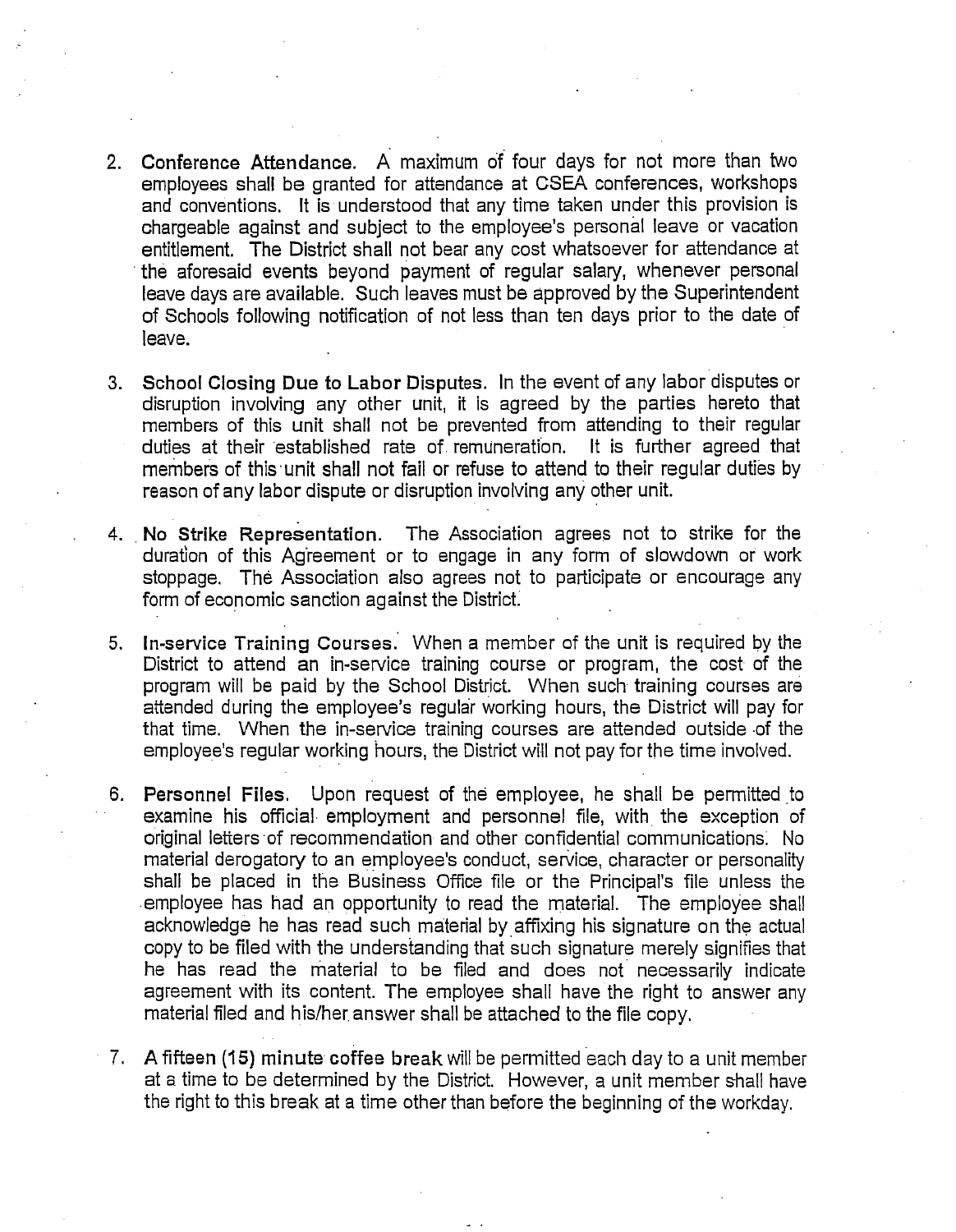2. **Conference Attendance.** A maximum of four days for not more than two employees shall be granted for attendance at CSEA conferences, workshops and conventions. It is understood that any time taken under this provision is chargeable against and subject to the employee's personal leave or vacation entitlement. The District shall not bear any cost whatsoever for attendance at the aforesaid events beyond payment of regular salary, whenever personal leave days are available. Such leaves must be approved by the Superintendent of Schools following notification of not less than ten days prior to the date of leave.

3. **School Closing Due to Labor Disputes.** In the event of any labor disputes or disruption involving any other unit, it is agreed by the parties hereto that members of this unit shall not be prevented from attending to their regular duties at their established rate of remuneration. It is further agreed that members of this unit shall not fail or refuse to attend to their regular duties by reason of any labor dispute or disruption involving any other unit.

4. **No Strike Representation.** The Association agrees not to strike for the duration of this Agreement or to engage in any form of slowdown or work stoppage. The Association also agrees not to participate or encourage any form of economic sanction against the District.

5. **In-service Training Courses.** When a member of the unit is required by the District to attend an in-service training course or program, the cost of the program will be paid by the School District. When such training courses are attended during the employee's regular working hours, the District will pay for that time. When the in-service training courses are attended outside of the employee's regular working hours, the District will not pay for the time involved.

6. **Personnel Files.** Upon request of the employee, he shall be permitted to examine his official employment and personnel file, with the exception of original letters of recommendation and other confidential communications. No material derogatory to an employee's conduct, service, character or personality shall be placed in the Business Office file or the Principal's file unless the employee has had an opportunity to read the material. The employee shall acknowledge he has read such material by affixing his signature on the actual copy to be filed with the understanding that such signature merely signifies that he has read the material to be filed and does not necessarily indicate agreement with its content. The employee shall have the right to answer any material filed and his/her answer shall be attached to the file copy.

7. **A fifteen (15) minute coffee break** will be permitted each day to a unit member at a time to be determined by the District. However, a unit member shall have the right to this break at a time other than before the beginning of the workday.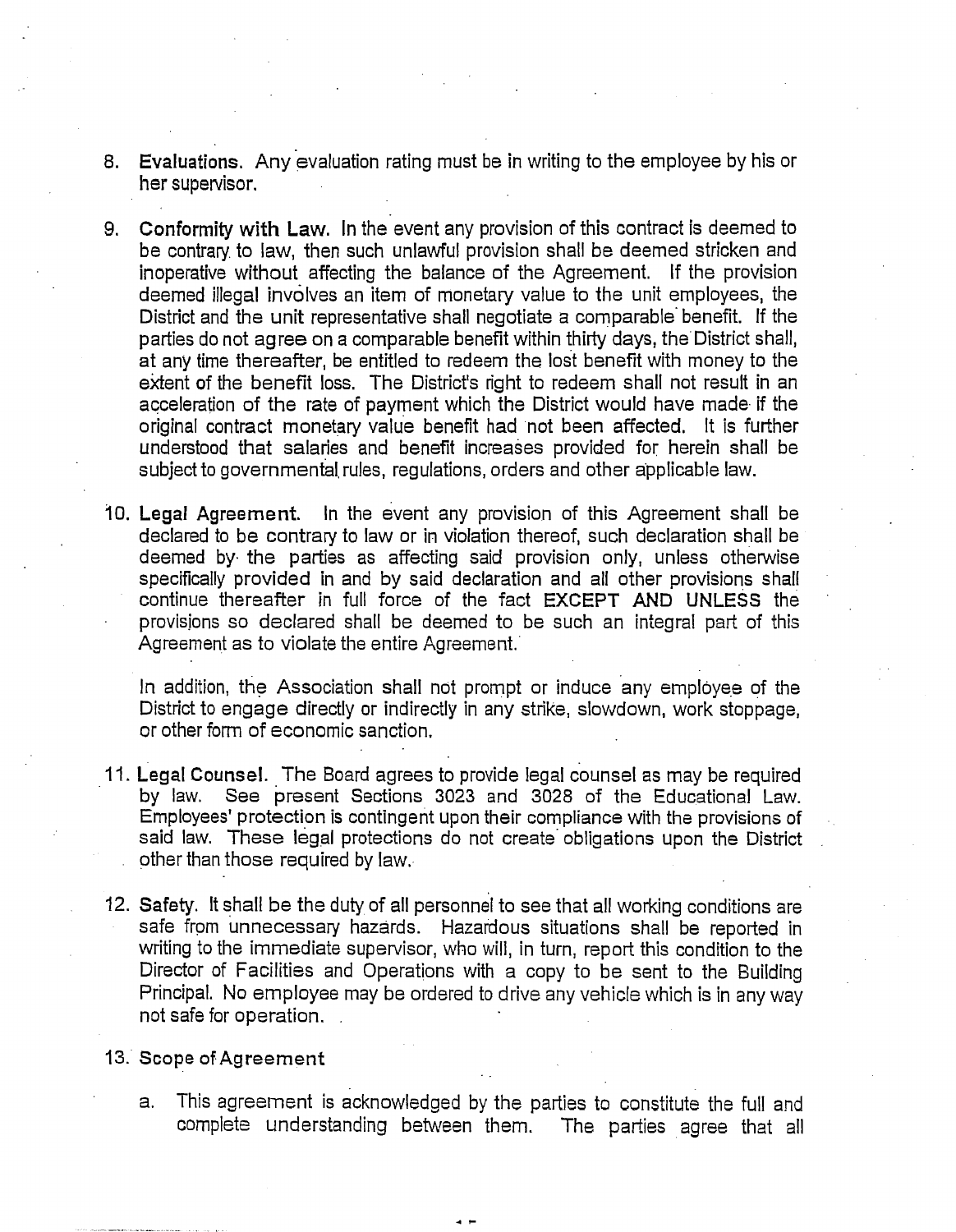8. **Evaluations.** Any evaluation rating must be in writing to the employee by his or her supervisor.

9. **Conformity with Law.** In the event any provision of this contract is deemed to be contrary to law, then such unlawful provision shall be deemed stricken and inoperative without affecting the balance of the Agreement. If the provision deemed illegal involves an item of monetary value to the unit employees, the District and the unit representative shall negotiate a comparable benefit. If the parties do not agree on a comparable benefit within thirty days, the District shall, at any time thereafter, be entitled to redeem the lost benefit with money to the extent of the benefit loss. The District's right to redeem shall not result in an acceleration of the rate of payment which the District would have made if the original contract monetary value benefit had not been affected. It is further understood that salaries and benefit increases provided for herein shall be subject to governmental rules, regulations, orders and other applicable law.

10. **Legal Agreement.** In the event any provision of this Agreement shall be declared to be contrary to law or in violation thereof, such declaration shall be deemed by the parties as affecting said provision only, unless otherwise specifically provided in and by said declaration and all other provisions shall continue thereafter in full force of the fact **EXCEPT AND UNLESS** the provisions so declared shall be deemed to be such an integral part of this Agreement as to violate the entire Agreement.

    In addition, the Association shall not prompt or induce any employee of the District to engage directly or indirectly in any strike, slowdown, work stoppage, or other form of economic sanction.

11. **Legal Counsel.** The Board agrees to provide legal counsel as may be required by law. See present Sections 3023 and 3028 of the Educational Law. Employees' protection is contingent upon their compliance with the provisions of said law. These legal protections do not create obligations upon the District other than those required by law.

12. **Safety.** It shall be the duty of all personnel to see that all working conditions are safe from unnecessary hazards. Hazardous situations shall be reported in writing to the immediate supervisor, who will, in turn, report this condition to the Director of Facilities and Operations with a copy to be sent to the Building Principal. No employee may be ordered to drive any vehicle which is in any way not safe for operation.

13. **Scope of Agreement**

    a. This agreement is acknowledged by the parties to constitute the full and complete understanding between them. The parties agree that all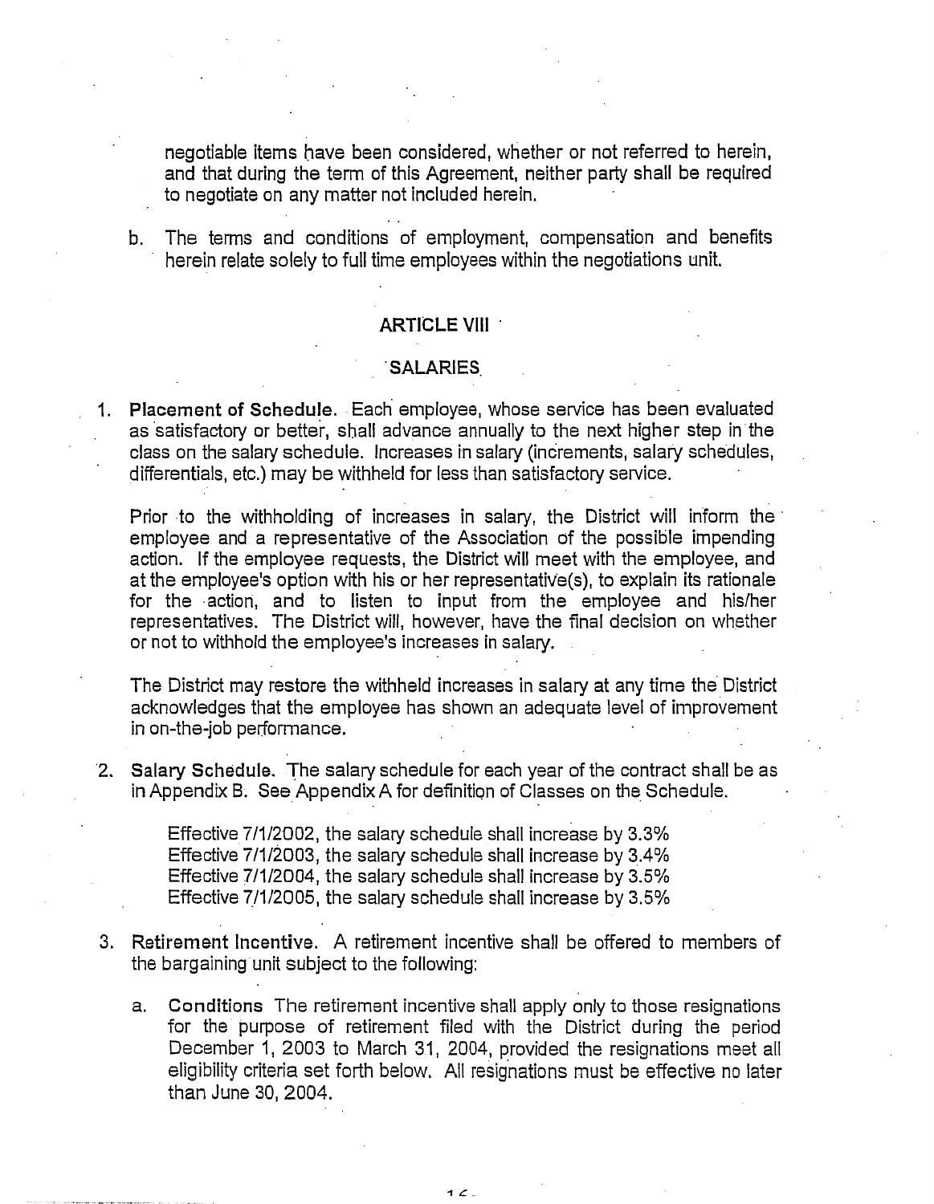negotiable items have been considered, whether or not referred to herein, and that during the term of this Agreement, neither party shall be required to negotiate on any matter not included herein.

b. The terms and conditions of employment, compensation and benefits herein relate solely to full time employees within the negotiations unit.

## ARTICLE VIII

## SALARIES

1. **Placement of Schedule.** Each employee, whose service has been evaluated as satisfactory or better, shall advance annually to the next higher step in the class on the salary schedule. Increases in salary (increments, salary schedules, differentials, etc.) may be withheld for less than satisfactory service.

   Prior to the withholding of increases in salary, the District will inform the employee and a representative of the Association of the possible impending action. If the employee requests, the District will meet with the employee, and at the employee's option with his or her representative(s), to explain its rationale for the action, and to listen to input from the employee and his/her representatives. The District will, however, have the final decision on whether or not to withhold the employee's increases in salary.

   The District may restore the withheld increases in salary at any time the District acknowledges that the employee has shown an adequate level of improvement in on-the-job performance.

2. **Salary Schedule.** The salary schedule for each year of the contract shall be as in Appendix B. See Appendix A for definition of Classes on the Schedule.

   Effective 7/1/2002, the salary schedule shall increase by 3.3%
   Effective 7/1/2003, the salary schedule shall increase by 3.4%
   Effective 7/1/2004, the salary schedule shall increase by 3.5%
   Effective 7/1/2005, the salary schedule shall increase by 3.5%

3. **Retirement Incentive.** A retirement incentive shall be offered to members of the bargaining unit subject to the following:

   a. **Conditions** The retirement incentive shall apply only to those resignations for the purpose of retirement filed with the District during the period December 1, 2003 to March 31, 2004, provided the resignations meet all eligibility criteria set forth below. All resignations must be effective no later than June 30, 2004.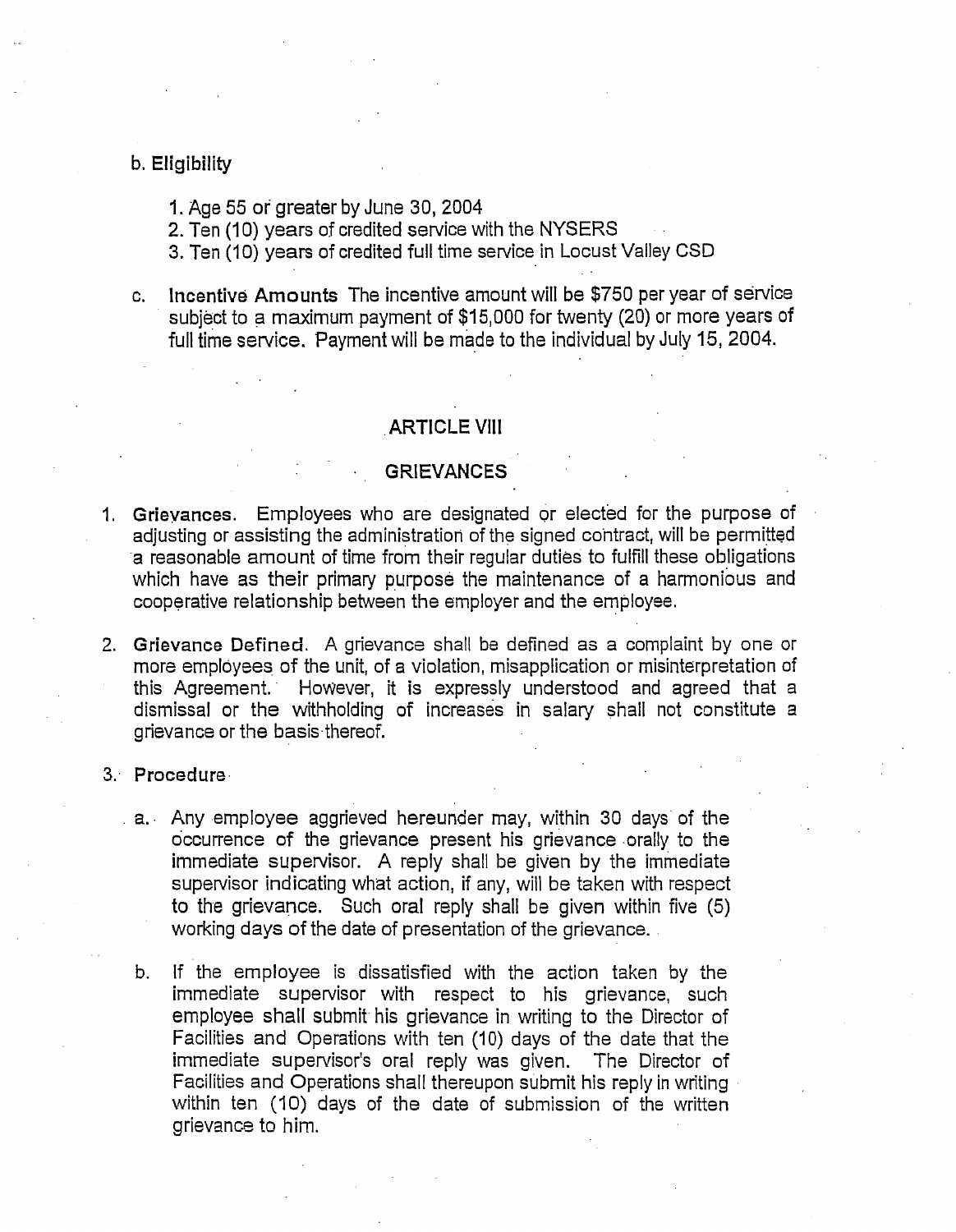b. **Eligibility**

1. Age 55 or greater by June 30, 2004
2. Ten (10) years of credited service with the NYSERS
3. Ten (10) years of credited full time service in Locust Valley CSD

c. **Incentive Amounts** The incentive amount will be $750 per year of service subject to a maximum payment of $15,000 for twenty (20) or more years of full time service. Payment will be made to the individual by July 15, 2004.

## ARTICLE VIII

## GRIEVANCES

1. **Grievances.** Employees who are designated or elected for the purpose of adjusting or assisting the administration of the signed contract, will be permitted a reasonable amount of time from their regular duties to fulfill these obligations which have as their primary purpose the maintenance of a harmonious and cooperative relationship between the employer and the employee.

2. **Grievance Defined.** A grievance shall be defined as a complaint by one or more employees of the unit, of a violation, misapplication or misinterpretation of this Agreement. However, it is expressly understood and agreed that a dismissal or the withholding of increases in salary shall not constitute a grievance or the basis thereof.

3. **Procedure**

   a. Any employee aggrieved hereunder may, within 30 days of the occurrence of the grievance present his grievance orally to the immediate supervisor. A reply shall be given by the immediate supervisor indicating what action, if any, will be taken with respect to the grievance. Such oral reply shall be given within five (5) working days of the date of presentation of the grievance.

   b. If the employee is dissatisfied with the action taken by the immediate supervisor with respect to his grievance, such employee shall submit his grievance in writing to the Director of Facilities and Operations with ten (10) days of the date that the immediate supervisor's oral reply was given. The Director of Facilities and Operations shall thereupon submit his reply in writing within ten (10) days of the date of submission of the written grievance to him.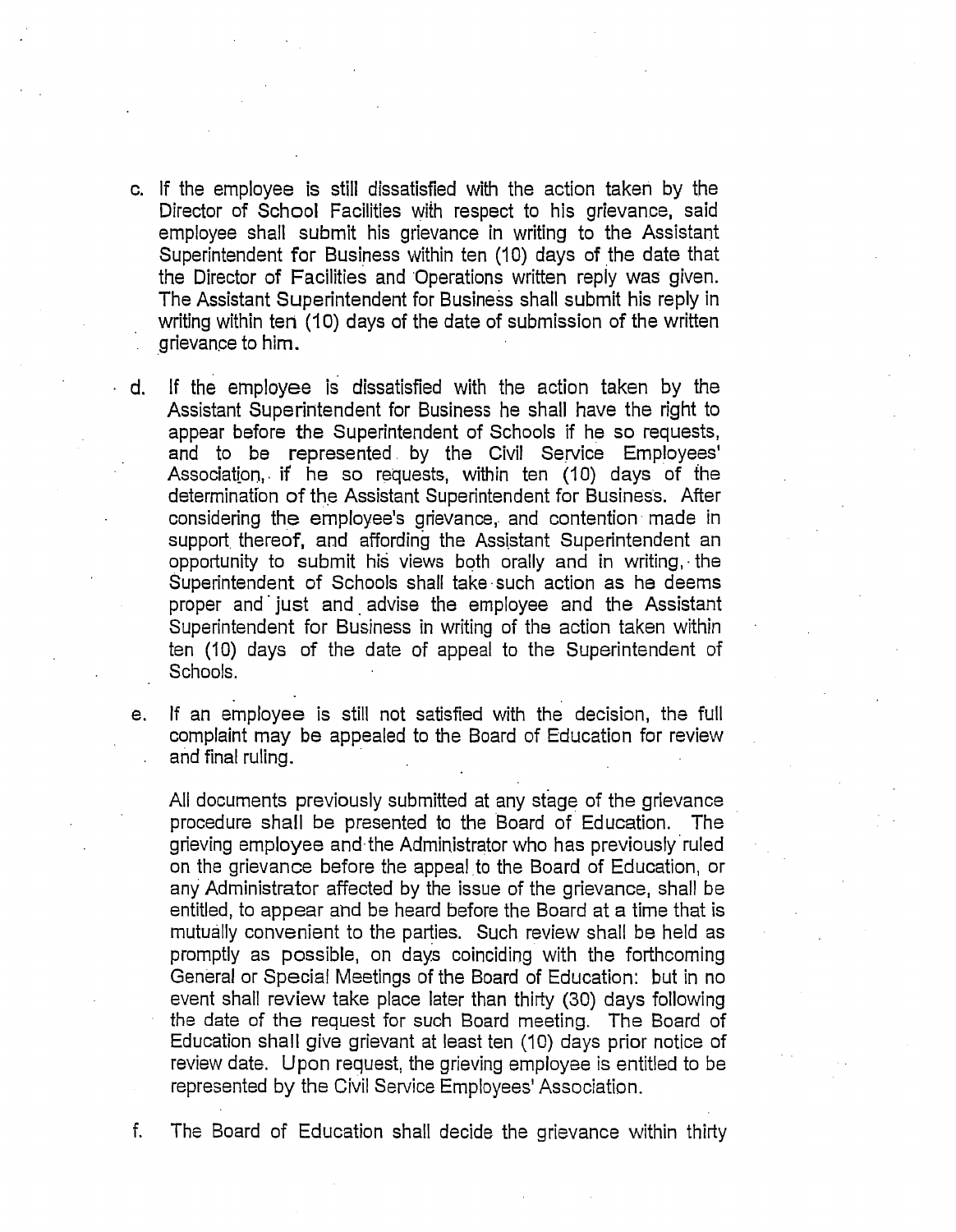c. If the employee is still dissatisfied with the action taken by the Director of School Facilities with respect to his grievance, said employee shall submit his grievance in writing to the Assistant Superintendent for Business within ten (10) days of the date that the Director of Facilities and Operations written reply was given. The Assistant Superintendent for Business shall submit his reply in writing within ten (10) days of the date of submission of the written grievance to him.

d. If the employee is dissatisfied with the action taken by the Assistant Superintendent for Business he shall have the right to appear before the Superintendent of Schools if he so requests, and to be represented by the Civil Service Employees' Association, if he so requests, within ten (10) days of the determination of the Assistant Superintendent for Business. After considering the employee's grievance, and contention made in support thereof, and affording the Assistant Superintendent an opportunity to submit his views both orally and in writing, the Superintendent of Schools shall take such action as he deems proper and just and advise the employee and the Assistant Superintendent for Business in writing of the action taken within ten (10) days of the date of appeal to the Superintendent of Schools.

e. If an employee is still not satisfied with the decision, the full complaint may be appealed to the Board of Education for review and final ruling.

   All documents previously submitted at any stage of the grievance procedure shall be presented to the Board of Education. The grieving employee and the Administrator who has previously ruled on the grievance before the appeal to the Board of Education, or any Administrator affected by the issue of the grievance, shall be entitled, to appear and be heard before the Board at a time that is mutually convenient to the parties. Such review shall be held as promptly as possible, on days coinciding with the forthcoming General or Special Meetings of the Board of Education: but in no event shall review take place later than thirty (30) days following the date of the request for such Board meeting. The Board of Education shall give grievant at least ten (10) days prior notice of review date. Upon request, the grieving employee is entitled to be represented by the Civil Service Employees' Association.

f. The Board of Education shall decide the grievance within thirty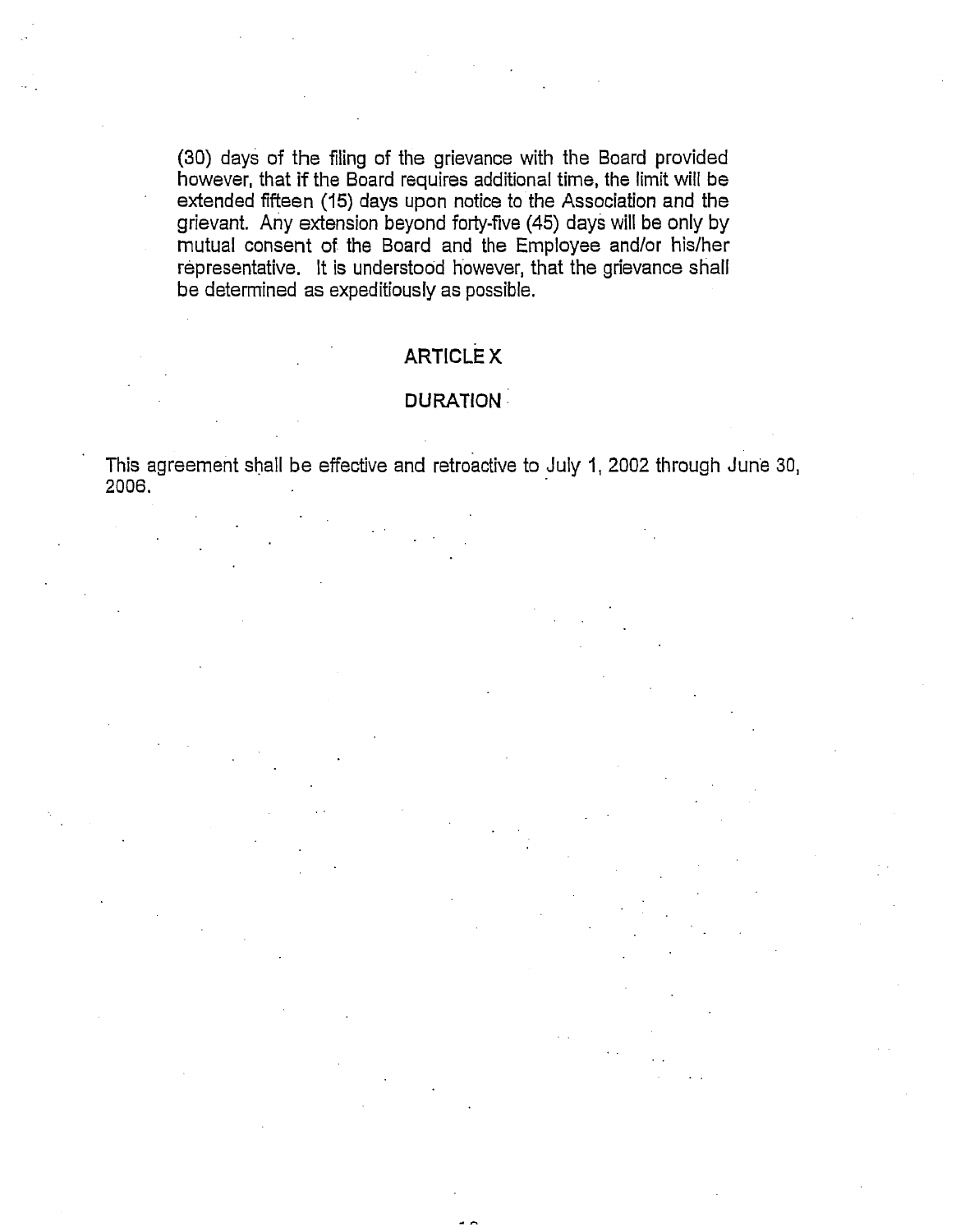(30) days of the filing of the grievance with the Board provided however, that if the Board requires additional time, the limit will be extended fifteen (15) days upon notice to the Association and the grievant. Any extension beyond forty-five (45) days will be only by mutual consent of the Board and the Employee and/or his/her representative. It is understood however, that the grievance shall be determined as expeditiously as possible.

## ARTICLE X

## DURATION

This agreement shall be effective and retroactive to July 1, 2002 through June 30, 2006.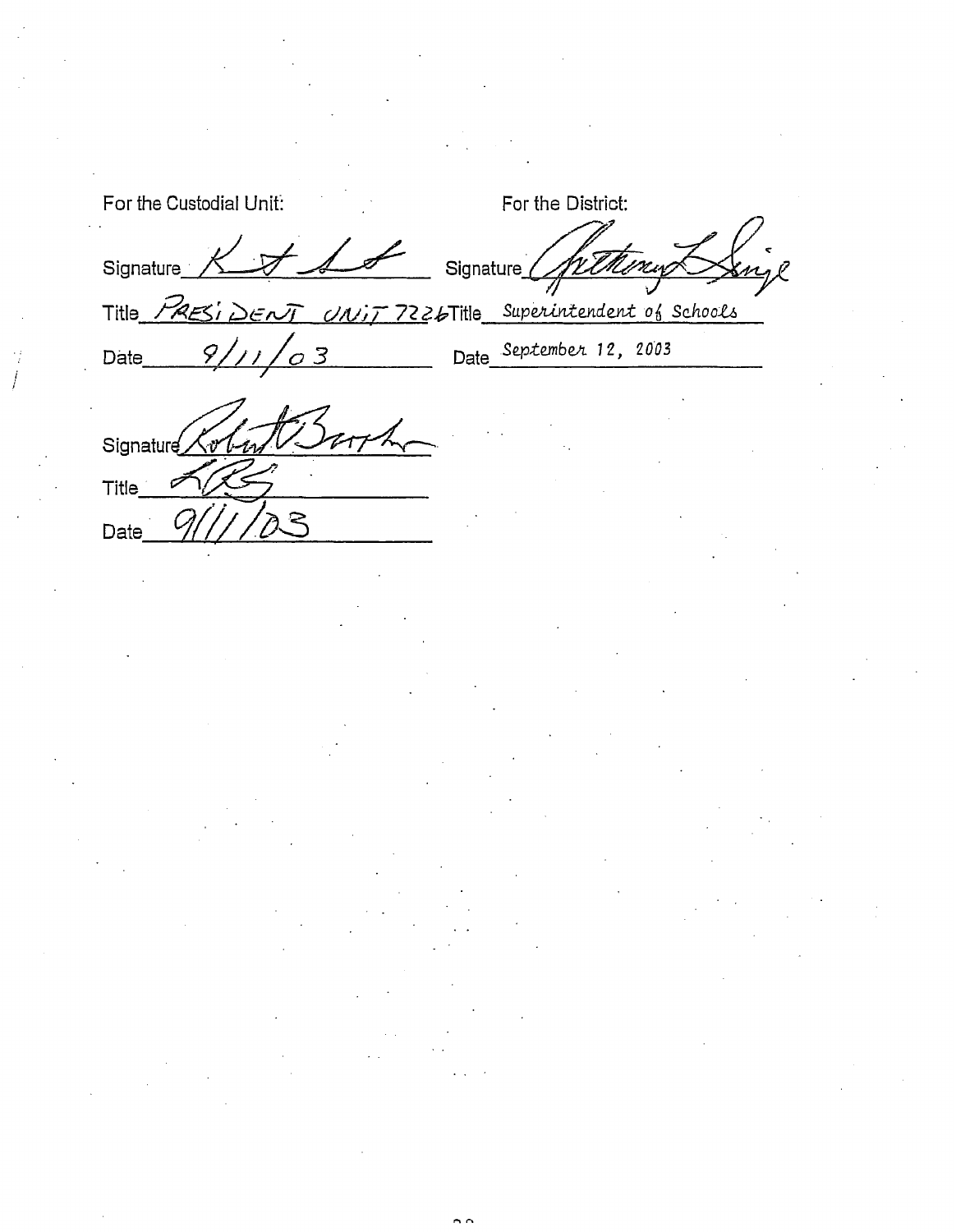For the Custodial Unit:

Signature _______________

Title PRESIDENT UNIT 7226

Date 9/11/03

Signature _______________

Title LRS

Date 9/11/03

For the District:

Signature _______________

Title Superintendent of Schools

Date September 12, 2003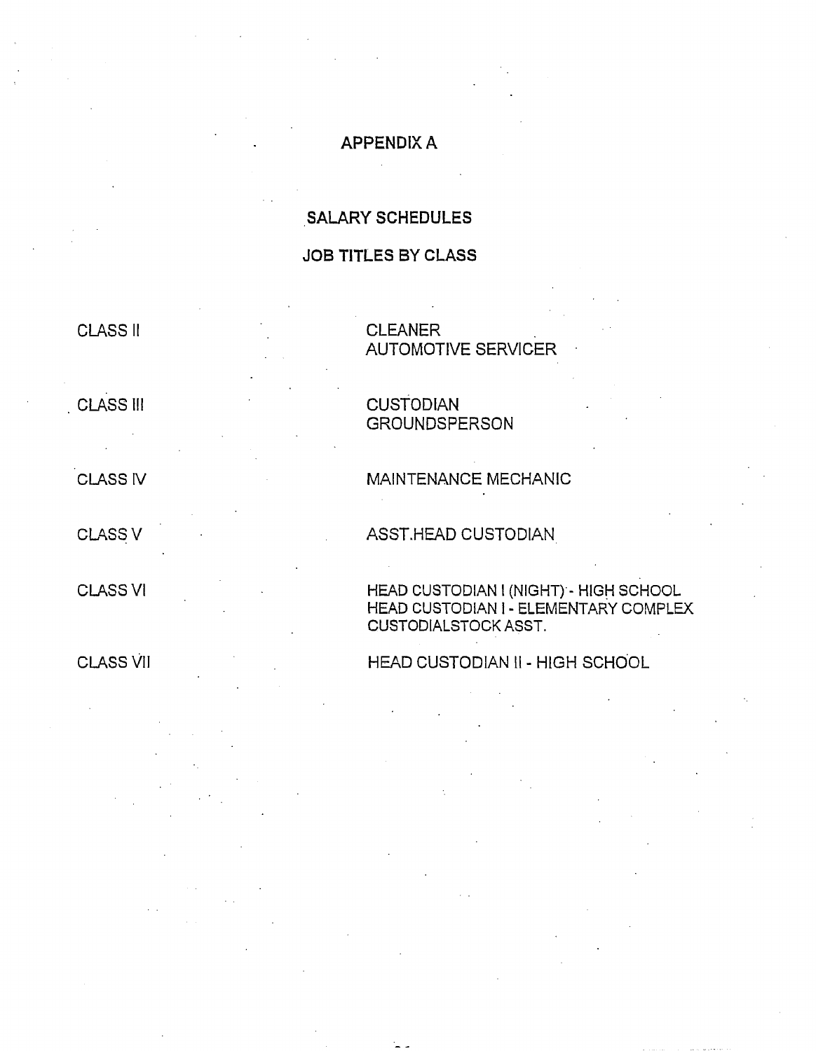# APPENDIX A

## SALARY SCHEDULES

## JOB TITLES BY CLASS

| | |
|---|---|
| CLASS II | CLEANER<br>AUTOMOTIVE SERVICER |
| CLASS III | CUSTODIAN<br>GROUNDSPERSON |
| CLASS IV | MAINTENANCE MECHANIC |
| CLASS V | ASST.HEAD CUSTODIAN |
| CLASS VI | HEAD CUSTODIAN I (NIGHT) - HIGH SCHOOL<br>HEAD CUSTODIAN I - ELEMENTARY COMPLEX<br>CUSTODIALSTOCK ASST. |
| CLASS VII | HEAD CUSTODIAN II - HIGH SCHOOL |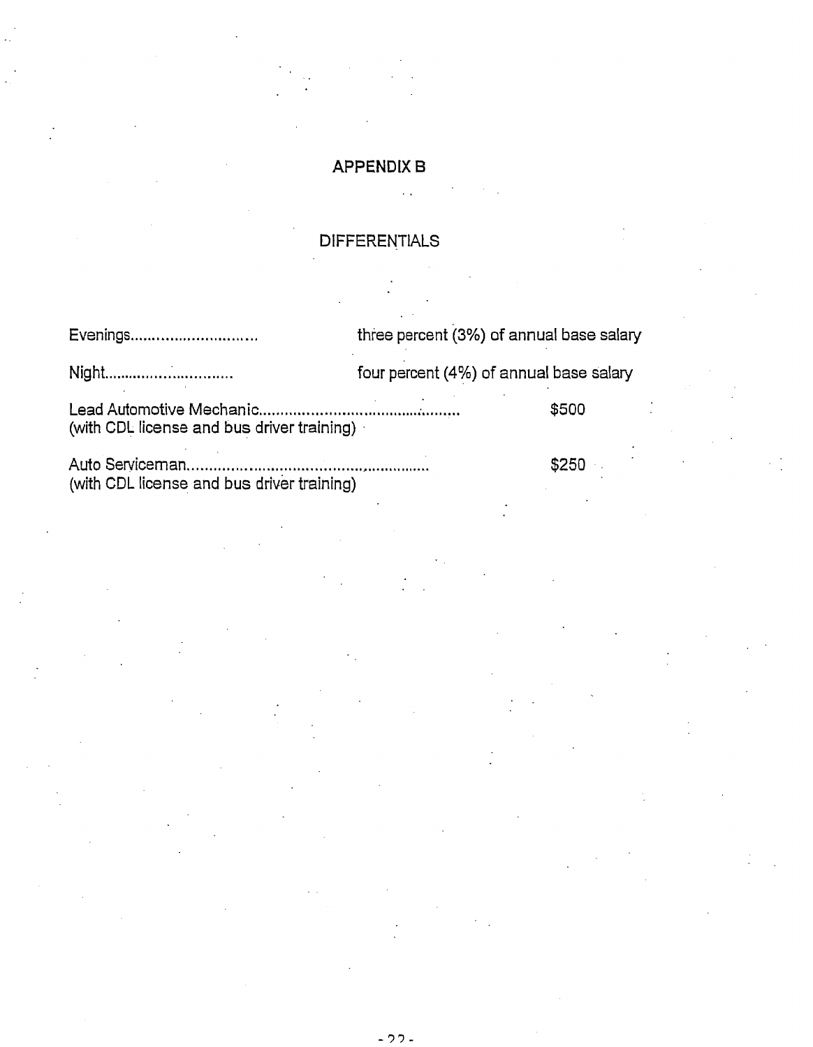# APPENDIX B

## DIFFERENTIALS

Evenings.............................. three percent (3%) of annual base salary

Night.............................. four percent (4%) of annual base salary

Lead Automotive Mechanic................................................ $500
(with CDL license and bus driver training)

Auto Serviceman........................................................ $250
(with CDL license and bus driver training)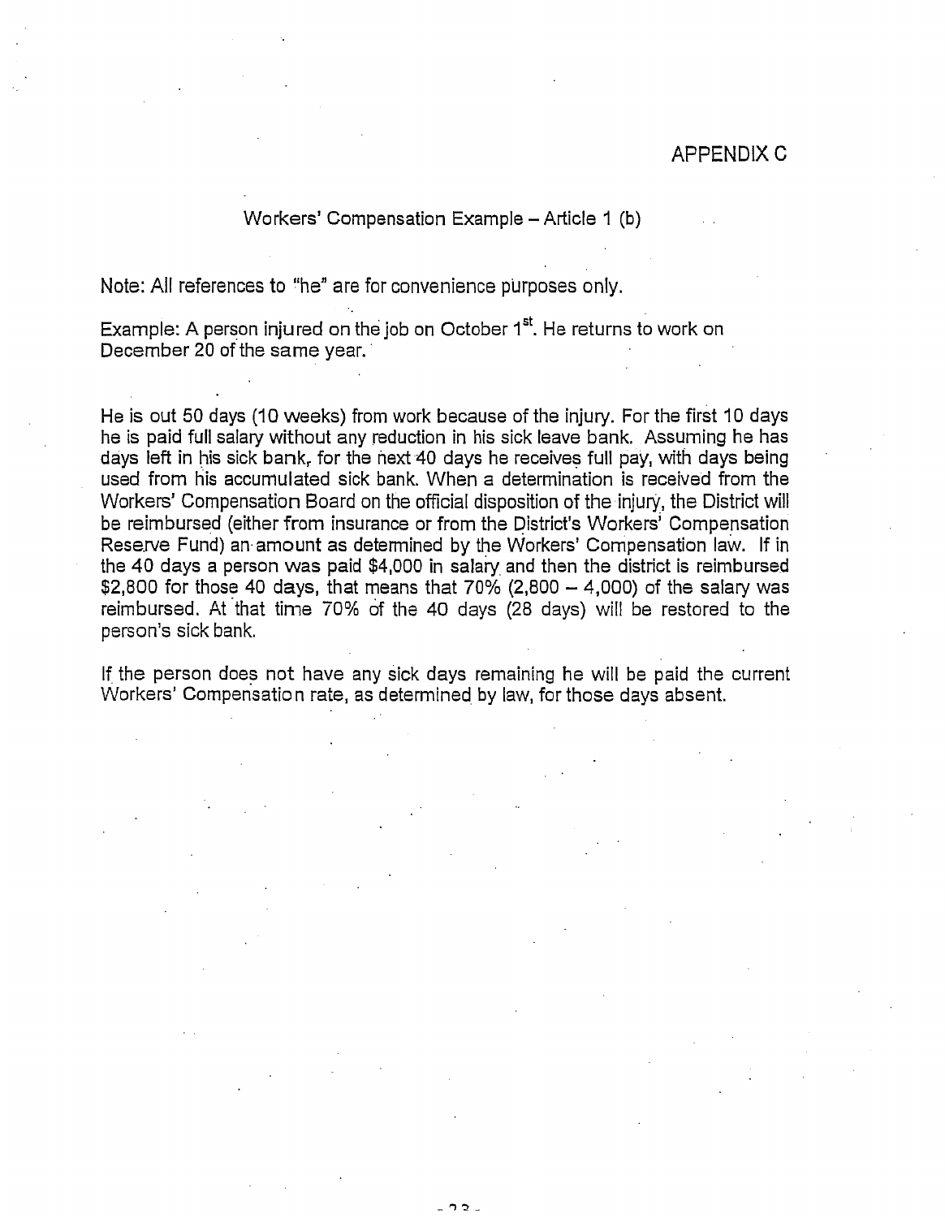APPENDIX C

## Workers' Compensation Example – Article 1 (b)

Note: All references to "he" are for convenience purposes only.

Example: A person injured on the job on October 1st. He returns to work on December 20 of the same year.

He is out 50 days (10 weeks) from work because of the injury. For the first 10 days he is paid full salary without any reduction in his sick leave bank. Assuming he has days left in his sick bank, for the next 40 days he receives full pay, with days being used from his accumulated sick bank. When a determination is received from the Workers' Compensation Board on the official disposition of the injury, the District will be reimbursed (either from insurance or from the District's Workers' Compensation Reserve Fund) an amount as determined by the Workers' Compensation law. If in the 40 days a person was paid $4,000 in salary and then the district is reimbursed $2,800 for those 40 days, that means that 70% (2,800 – 4,000) of the salary was reimbursed. At that time 70% of the 40 days (28 days) will be restored to the person's sick bank.

If the person does not have any sick days remaining he will be paid the current Workers' Compensation rate, as determined by law, for those days absent.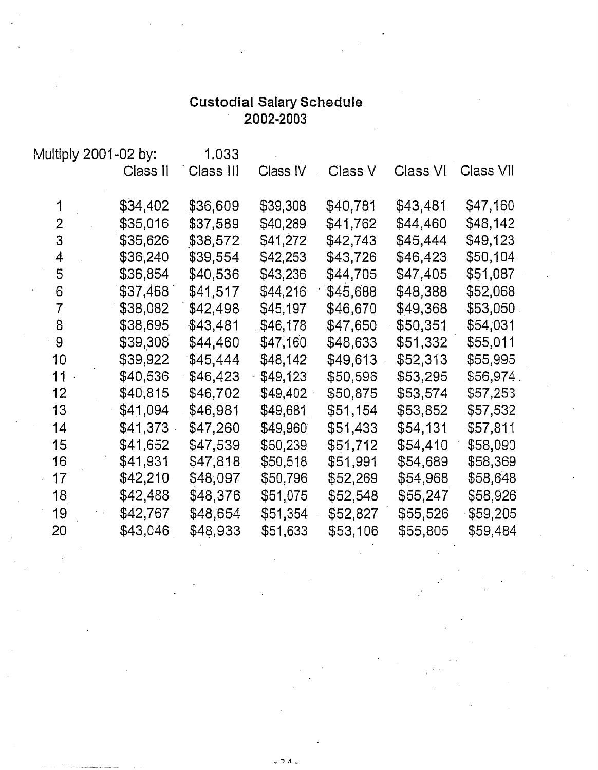## Custodial Salary Schedule
## 2002-2003

Multiply 2001-02 by: 1.033

| | Class II | Class III | Class IV | Class V | Class VI | Class VII |
|---|---|---|---|---|---|---|
| 1 | $34,402 | $36,609 | $39,308 | $40,781 | $43,481 | $47,160 |
| 2 | $35,016 | $37,589 | $40,289 | $41,762 | $44,460 | $48,142 |
| 3 | $35,626 | $38,572 | $41,272 | $42,743 | $45,444 | $49,123 |
| 4 | $36,240 | $39,554 | $42,253 | $43,726 | $46,423 | $50,104 |
| 5 | $36,854 | $40,536 | $43,236 | $44,705 | $47,405 | $51,087 |
| 6 | $37,468 | $41,517 | $44,216 | $45,688 | $48,388 | $52,068 |
| 7 | $38,082 | $42,498 | $45,197 | $46,670 | $49,368 | $53,050 |
| 8 | $38,695 | $43,481 | $46,178 | $47,650 | $50,351 | $54,031 |
| 9 | $39,308 | $44,460 | $47,160 | $48,633 | $51,332 | $55,011 |
| 10 | $39,922 | $45,444 | $48,142 | $49,613 | $52,313 | $55,995 |
| 11 | $40,536 | $46,423 | $49,123 | $50,596 | $53,295 | $56,974 |
| 12 | $40,815 | $46,702 | $49,402 | $50,875 | $53,574 | $57,253 |
| 13 | $41,094 | $46,981 | $49,681 | $51,154 | $53,852 | $57,532 |
| 14 | $41,373 | $47,260 | $49,960 | $51,433 | $54,131 | $57,811 |
| 15 | $41,652 | $47,539 | $50,239 | $51,712 | $54,410 | $58,090 |
| 16 | $41,931 | $47,818 | $50,518 | $51,991 | $54,689 | $58,369 |
| 17 | $42,210 | $48,097 | $50,796 | $52,269 | $54,968 | $58,648 |
| 18 | $42,488 | $48,376 | $51,075 | $52,548 | $55,247 | $58,926 |
| 19 | $42,767 | $48,654 | $51,354 | $52,827 | $55,526 | $59,205 |
| 20 | $43,046 | $48,933 | $51,633 | $53,106 | $55,805 | $59,484 |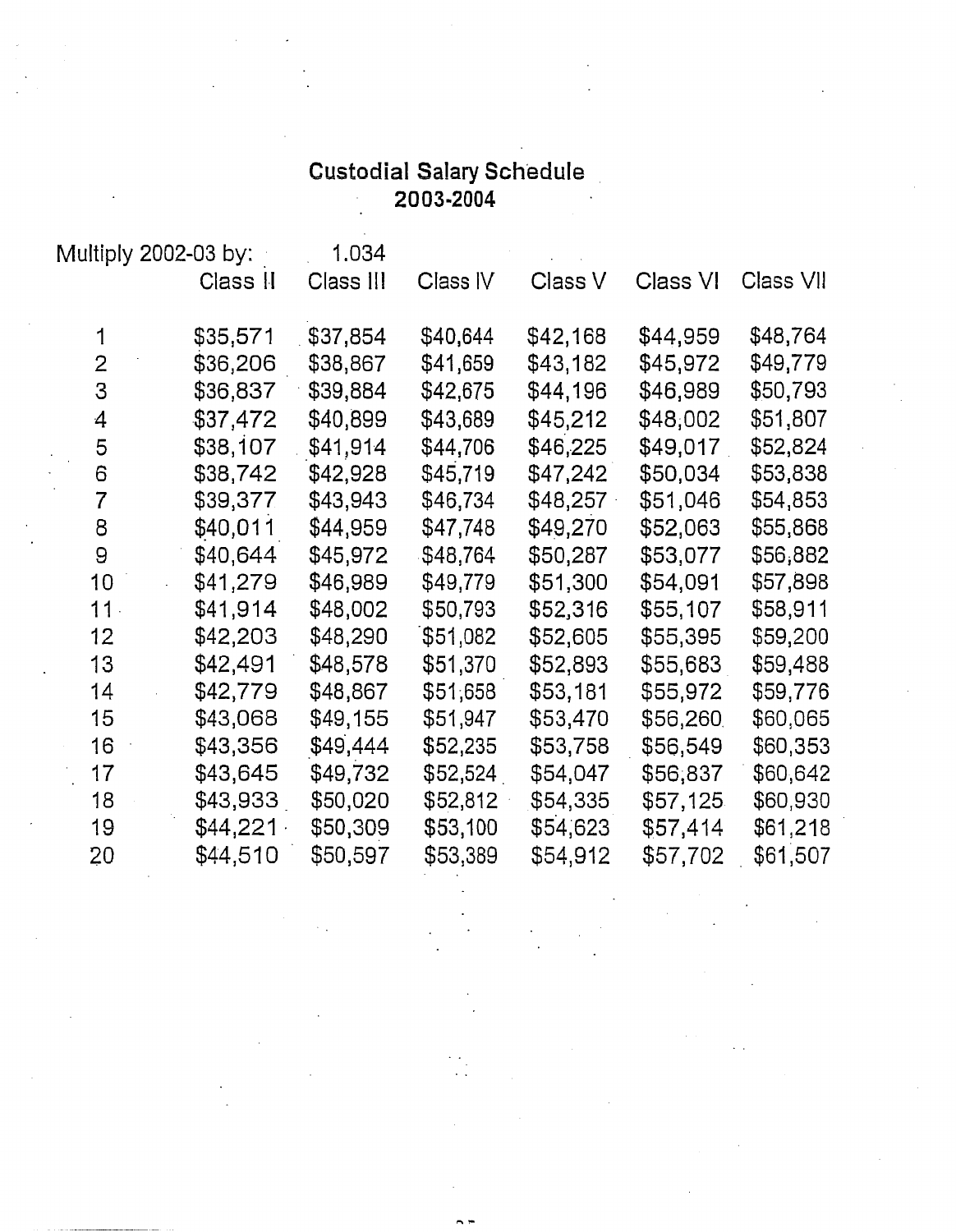## Custodial Salary Schedule
## 2003-2004

Multiply 2002-03 by: 1.034

| | Class II | Class III | Class IV | Class V | Class VI | Class VII |
|---|---|---|---|---|---|---|
| 1 | $35,571 | $37,854 | $40,644 | $42,168 | $44,959 | $48,764 |
| 2 | $36,206 | $38,867 | $41,659 | $43,182 | $45,972 | $49,779 |
| 3 | $36,837 | $39,884 | $42,675 | $44,196 | $46,989 | $50,793 |
| 4 | $37,472 | $40,899 | $43,689 | $45,212 | $48,002 | $51,807 |
| 5 | $38,107 | $41,914 | $44,706 | $46,225 | $49,017 | $52,824 |
| 6 | $38,742 | $42,928 | $45,719 | $47,242 | $50,034 | $53,838 |
| 7 | $39,377 | $43,943 | $46,734 | $48,257 | $51,046 | $54,853 |
| 8 | $40,011 | $44,959 | $47,748 | $49,270 | $52,063 | $55,868 |
| 9 | $40,644 | $45,972 | $48,764 | $50,287 | $53,077 | $56,882 |
| 10 | $41,279 | $46,989 | $49,779 | $51,300 | $54,091 | $57,898 |
| 11 | $41,914 | $48,002 | $50,793 | $52,316 | $55,107 | $58,911 |
| 12 | $42,203 | $48,290 | $51,082 | $52,605 | $55,395 | $59,200 |
| 13 | $42,491 | $48,578 | $51,370 | $52,893 | $55,683 | $59,488 |
| 14 | $42,779 | $48,867 | $51,658 | $53,181 | $55,972 | $59,776 |
| 15 | $43,068 | $49,155 | $51,947 | $53,470 | $56,260 | $60,065 |
| 16 | $43,356 | $49,444 | $52,235 | $53,758 | $56,549 | $60,353 |
| 17 | $43,645 | $49,732 | $52,524 | $54,047 | $56,837 | $60,642 |
| 18 | $43,933 | $50,020 | $52,812 | $54,335 | $57,125 | $60,930 |
| 19 | $44,221 | $50,309 | $53,100 | $54,623 | $57,414 | $61,218 |
| 20 | $44,510 | $50,597 | $53,389 | $54,912 | $57,702 | $61,507 |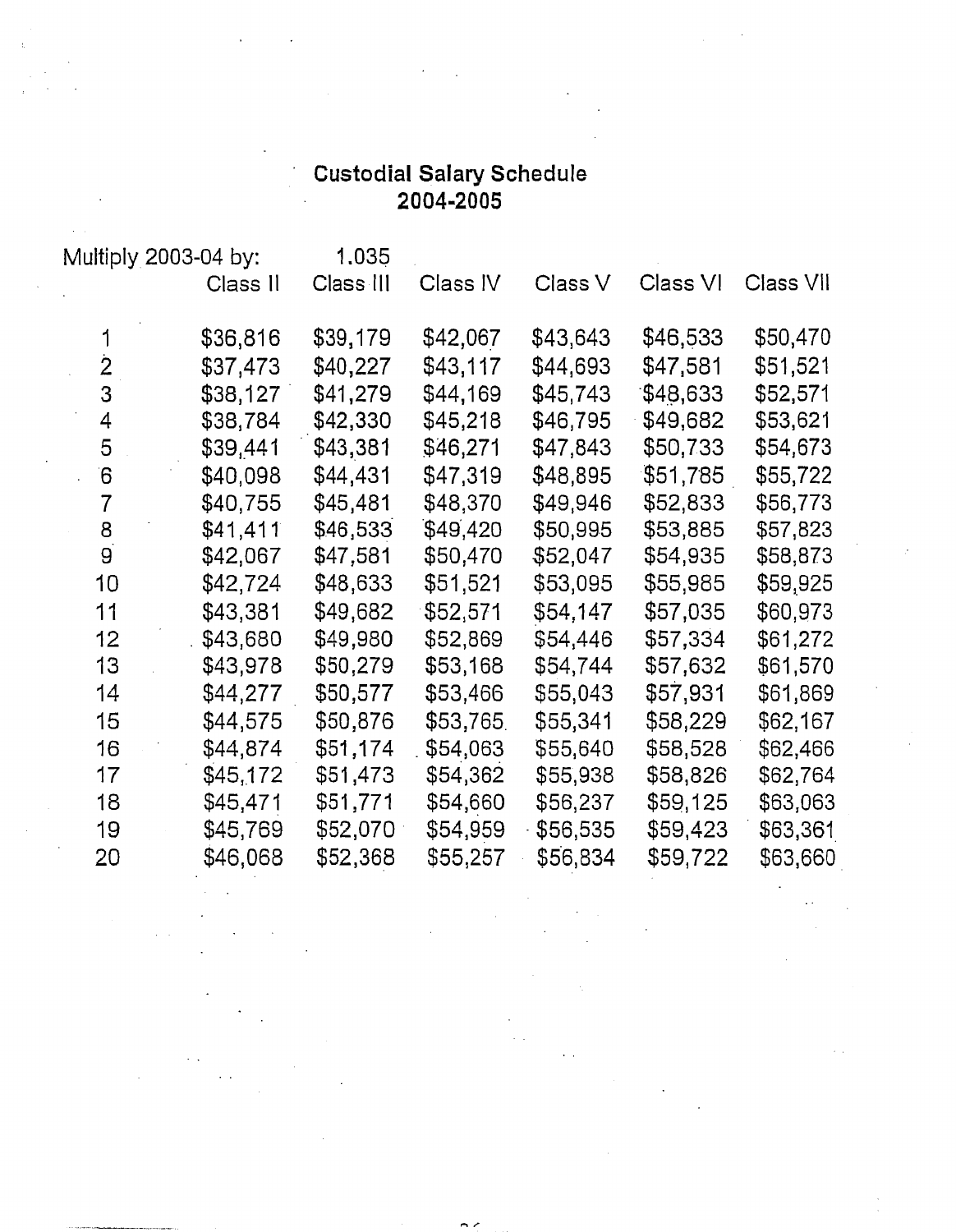# Custodial Salary Schedule
## 2004-2005

Multiply 2003-04 by: 1.035

| | Class II | Class III | Class IV | Class V | Class VI | Class VII |
|---|---|---|---|---|---|---|
| 1 | $36,816 | $39,179 | $42,067 | $43,643 | $46,533 | $50,470 |
| 2 | $37,473 | $40,227 | $43,117 | $44,693 | $47,581 | $51,521 |
| 3 | $38,127 | $41,279 | $44,169 | $45,743 | $48,633 | $52,571 |
| 4 | $38,784 | $42,330 | $45,218 | $46,795 | $49,682 | $53,621 |
| 5 | $39,441 | $43,381 | $46,271 | $47,843 | $50,733 | $54,673 |
| 6 | $40,098 | $44,431 | $47,319 | $48,895 | $51,785 | $55,722 |
| 7 | $40,755 | $45,481 | $48,370 | $49,946 | $52,833 | $56,773 |
| 8 | $41,411 | $46,533 | $49,420 | $50,995 | $53,885 | $57,823 |
| 9 | $42,067 | $47,581 | $50,470 | $52,047 | $54,935 | $58,873 |
| 10 | $42,724 | $48,633 | $51,521 | $53,095 | $55,985 | $59,925 |
| 11 | $43,381 | $49,682 | $52,571 | $54,147 | $57,035 | $60,973 |
| 12 | $43,680 | $49,980 | $52,869 | $54,446 | $57,334 | $61,272 |
| 13 | $43,978 | $50,279 | $53,168 | $54,744 | $57,632 | $61,570 |
| 14 | $44,277 | $50,577 | $53,466 | $55,043 | $57,931 | $61,869 |
| 15 | $44,575 | $50,876 | $53,765 | $55,341 | $58,229 | $62,167 |
| 16 | $44,874 | $51,174 | $54,063 | $55,640 | $58,528 | $62,466 |
| 17 | $45,172 | $51,473 | $54,362 | $55,938 | $58,826 | $62,764 |
| 18 | $45,471 | $51,771 | $54,660 | $56,237 | $59,125 | $63,063 |
| 19 | $45,769 | $52,070 | $54,959 | $56,535 | $59,423 | $63,361 |
| 20 | $46,068 | $52,368 | $55,257 | $56,834 | $59,722 | $63,660 |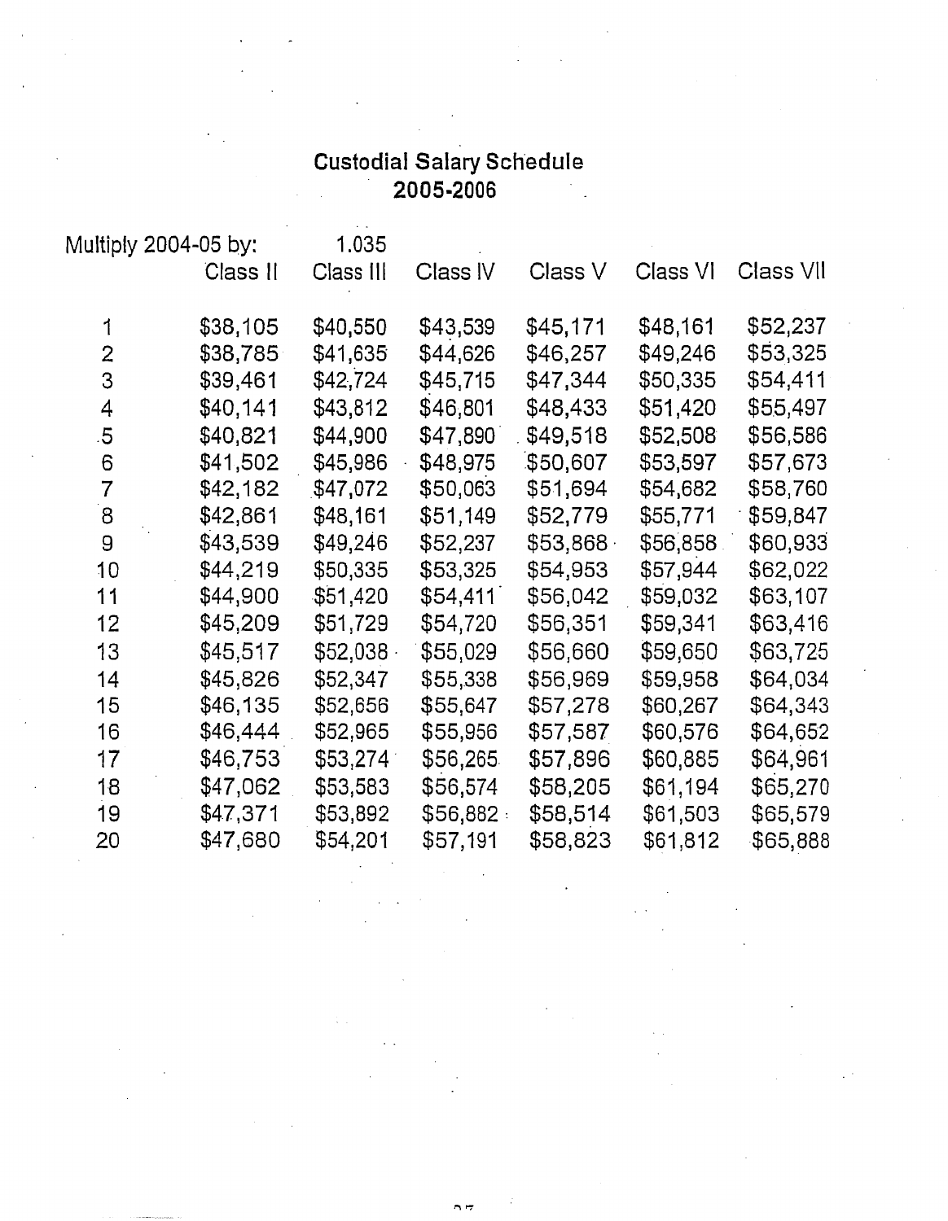# Custodial Salary Schedule
## 2005-2006

Multiply 2004-05 by: 1.035

| | Class II | Class III | Class IV | Class V | Class VI | Class VII |
|---|---|---|---|---|---|---|
| 1 | $38,105 | $40,550 | $43,539 | $45,171 | $48,161 | $52,237 |
| 2 | $38,785 | $41,635 | $44,626 | $46,257 | $49,246 | $53,325 |
| 3 | $39,461 | $42,724 | $45,715 | $47,344 | $50,335 | $54,411 |
| 4 | $40,141 | $43,812 | $46,801 | $48,433 | $51,420 | $55,497 |
| 5 | $40,821 | $44,900 | $47,890 | $49,518 | $52,508 | $56,586 |
| 6 | $41,502 | $45,986 | $48,975 | $50,607 | $53,597 | $57,673 |
| 7 | $42,182 | $47,072 | $50,063 | $51,694 | $54,682 | $58,760 |
| 8 | $42,861 | $48,161 | $51,149 | $52,779 | $55,771 | $59,847 |
| 9 | $43,539 | $49,246 | $52,237 | $53,868 | $56,858 | $60,933 |
| 10 | $44,219 | $50,335 | $53,325 | $54,953 | $57,944 | $62,022 |
| 11 | $44,900 | $51,420 | $54,411 | $56,042 | $59,032 | $63,107 |
| 12 | $45,209 | $51,729 | $54,720 | $56,351 | $59,341 | $63,416 |
| 13 | $45,517 | $52,038 | $55,029 | $56,660 | $59,650 | $63,725 |
| 14 | $45,826 | $52,347 | $55,338 | $56,969 | $59,958 | $64,034 |
| 15 | $46,135 | $52,656 | $55,647 | $57,278 | $60,267 | $64,343 |
| 16 | $46,444 | $52,965 | $55,956 | $57,587 | $60,576 | $64,652 |
| 17 | $46,753 | $53,274 | $56,265 | $57,896 | $60,885 | $64,961 |
| 18 | $47,062 | $53,583 | $56,574 | $58,205 | $61,194 | $65,270 |
| 19 | $47,371 | $53,892 | $56,882 | $58,514 | $61,503 | $65,579 |
| 20 | $47,680 | $54,201 | $57,191 | $58,823 | $61,812 | $65,888 |